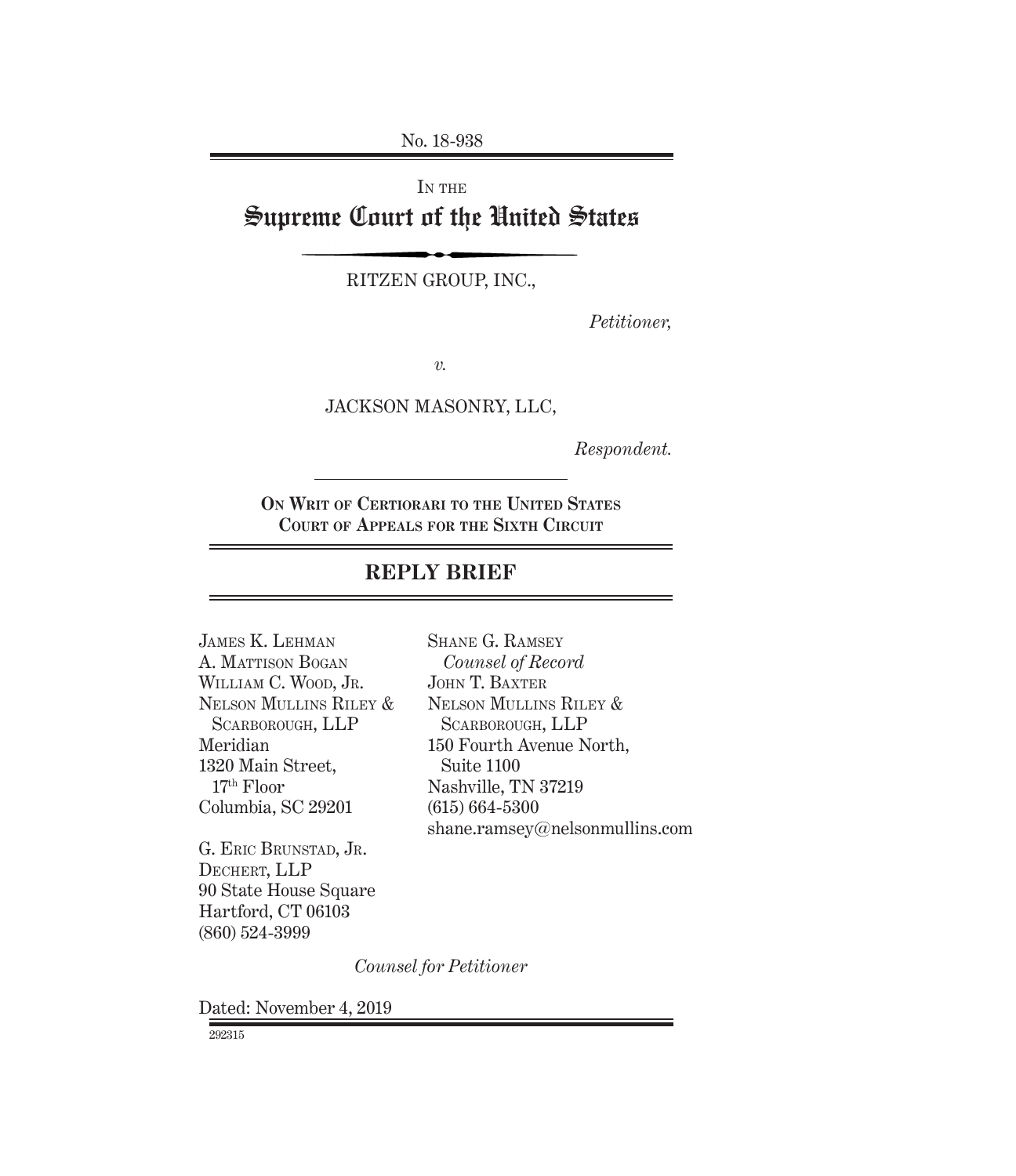No. 18-938

IN THE

# Supreme Court of the United States

RITZEN GROUP, INC.,

*Petitioner,*

*v.*

JACKSON MASONRY, LLC,

*Respondent.*

**ON WRIT OF CERTIORARI TO THE UNITED STATES COURT OF APPEALS FOR THE SIXTH CIRCUIT**

## REPLY BRIEF

JAMES K. LEHMAN
A. MATTISON BOGAN
WILLIAM C. WOOD, JR.
NELSON MULLINS RILEY & SCARBOROUGH, LLP
Meridian
1320 Main Street, 17th Floor
Columbia, SC 29201

G. ERIC BRUNSTAD, JR.
DECHERT, LLP
90 State House Square
Hartford, CT 06103
(860) 524-3999

SHANE G. RAMSEY
*Counsel of Record*
JOHN T. BAXTER
NELSON MULLINS RILEY & SCARBOROUGH, LLP
150 Fourth Avenue North, Suite 1100
Nashville, TN 37219
(615) 664-5300
shane.ramsey@nelsonmullins.com

*Counsel for Petitioner*

Dated: November 4, 2019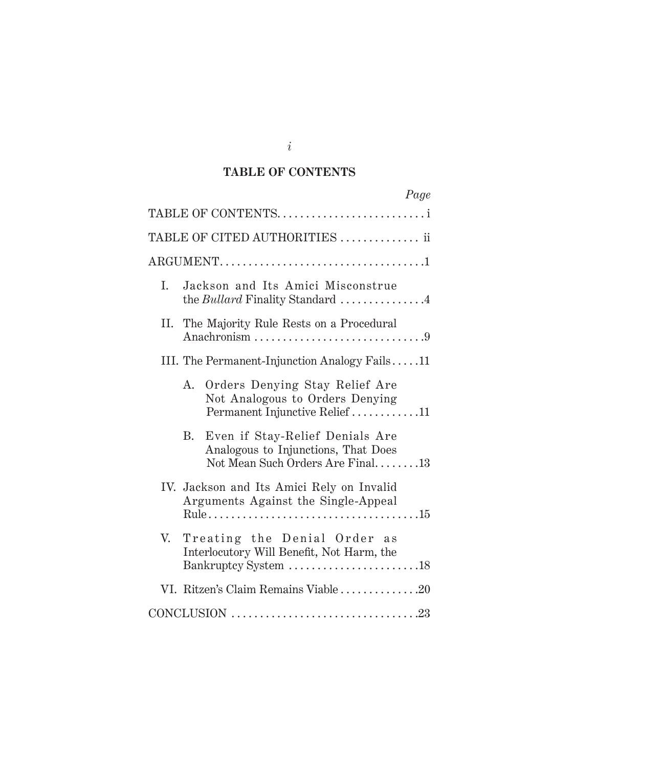## TABLE OF CONTENTS

*Page*

TABLE OF CONTENTS . . . . . . . . . . . . . . . . . . . . . . . . . . i

TABLE OF CITED AUTHORITIES . . . . . . . . . . . . . . ii

ARGUMENT . . . . . . . . . . . . . . . . . . . . . . . . . . . . . . . . . . . . 1

I. Jackson and Its Amici Misconstrue the *Bullard* Finality Standard . . . . . . . . . . . . . . . 4

II. The Majority Rule Rests on a Procedural Anachronism . . . . . . . . . . . . . . . . . . . . . . . . . . . . . . 9

III. The Permanent-Injunction Analogy Fails . . . . . 11

A. Orders Denying Stay Relief Are Not Analogous to Orders Denying Permanent Injunctive Relief . . . . . . . . . . . . 11

B. Even if Stay-Relief Denials Are Analogous to Injunctions, That Does Not Mean Such Orders Are Final . . . . . . . . 13

IV. Jackson and Its Amici Rely on Invalid Arguments Against the Single-Appeal Rule . . . . . . . . . . . . . . . . . . . . . . . . . . . . . . . . . . . . . 15

V. Treating the Denial Order as Interlocutory Will Benefit, Not Harm, the Bankruptcy System . . . . . . . . . . . . . . . . . . . . . . . 18

VI. Ritzen's Claim Remains Viable . . . . . . . . . . . . . . 20

CONCLUSION . . . . . . . . . . . . . . . . . . . . . . . . . . . . . . . . . 23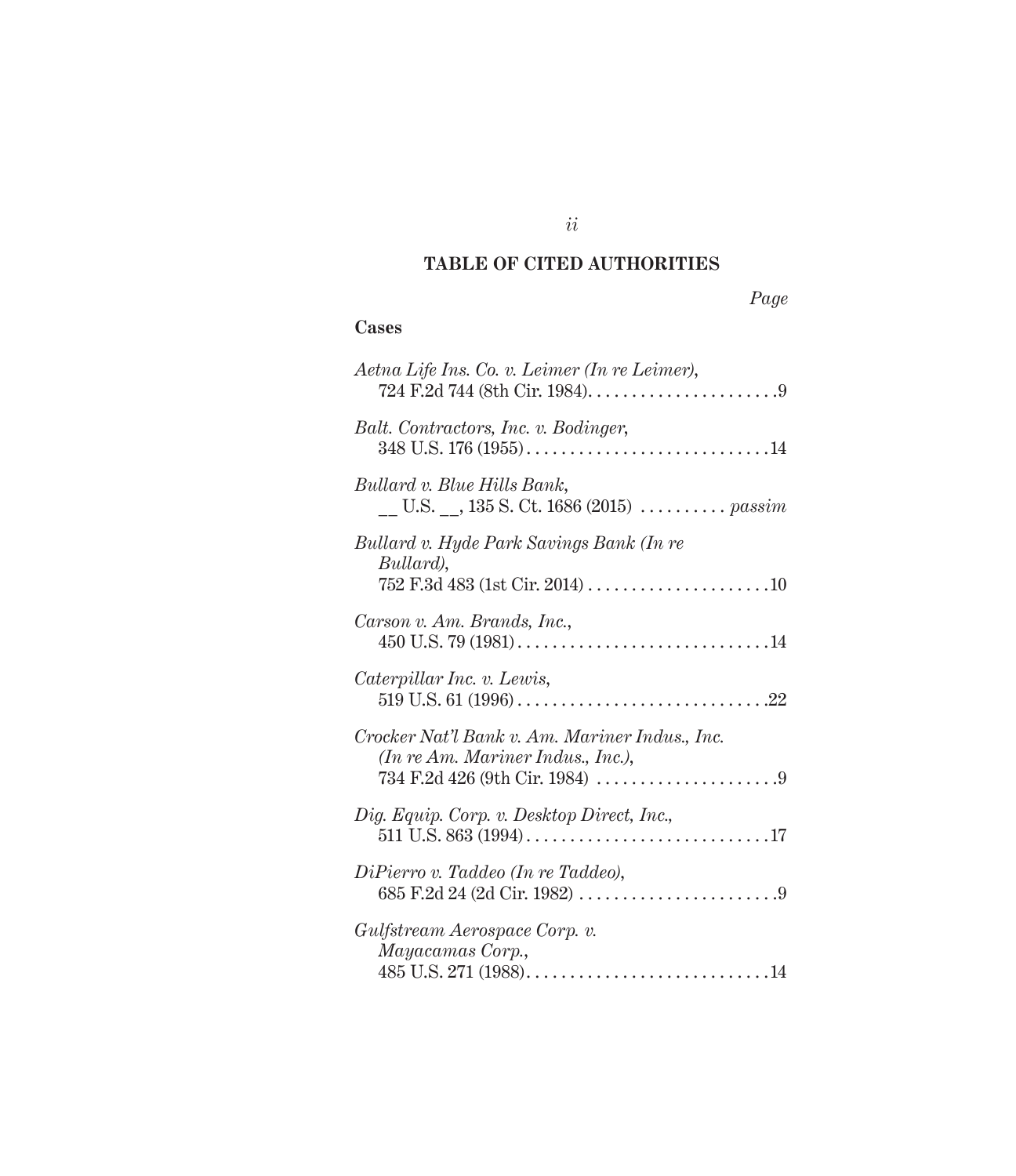## TABLE OF CITED AUTHORITIES

*Page*

**Cases**

*Aetna Life Ins. Co. v. Leimer (In re Leimer)*, 724 F.2d 744 (8th Cir. 1984) . . . . . . . . . . . . . . . . . . . . . . 9

*Balt. Contractors, Inc. v. Bodinger*, 348 U.S. 176 (1955) . . . . . . . . . . . . . . . . . . . . . . . . . . . . 14

*Bullard v. Blue Hills Bank*, __ U.S. __, 135 S. Ct. 1686 (2015) . . . . . . . . . . *passim*

*Bullard v. Hyde Park Savings Bank (In re Bullard)*, 752 F.3d 483 (1st Cir. 2014) . . . . . . . . . . . . . . . . . . . . . 10

*Carson v. Am. Brands, Inc.*, 450 U.S. 79 (1981) . . . . . . . . . . . . . . . . . . . . . . . . . . . . . 14

*Caterpillar Inc. v. Lewis*, 519 U.S. 61 (1996) . . . . . . . . . . . . . . . . . . . . . . . . . . . . . 22

*Crocker Nat'l Bank v. Am. Mariner Indus., Inc. (In re Am. Mariner Indus., Inc.)*, 734 F.2d 426 (9th Cir. 1984) . . . . . . . . . . . . . . . . . . . . . 9

*Dig. Equip. Corp. v. Desktop Direct, Inc.*, 511 U.S. 863 (1994) . . . . . . . . . . . . . . . . . . . . . . . . . . . . 17

*DiPierro v. Taddeo (In re Taddeo)*, 685 F.2d 24 (2d Cir. 1982) . . . . . . . . . . . . . . . . . . . . . . . 9

*Gulfstream Aerospace Corp. v. Mayacamas Corp.*, 485 U.S. 271 (1988) . . . . . . . . . . . . . . . . . . . . . . . . . . . . 14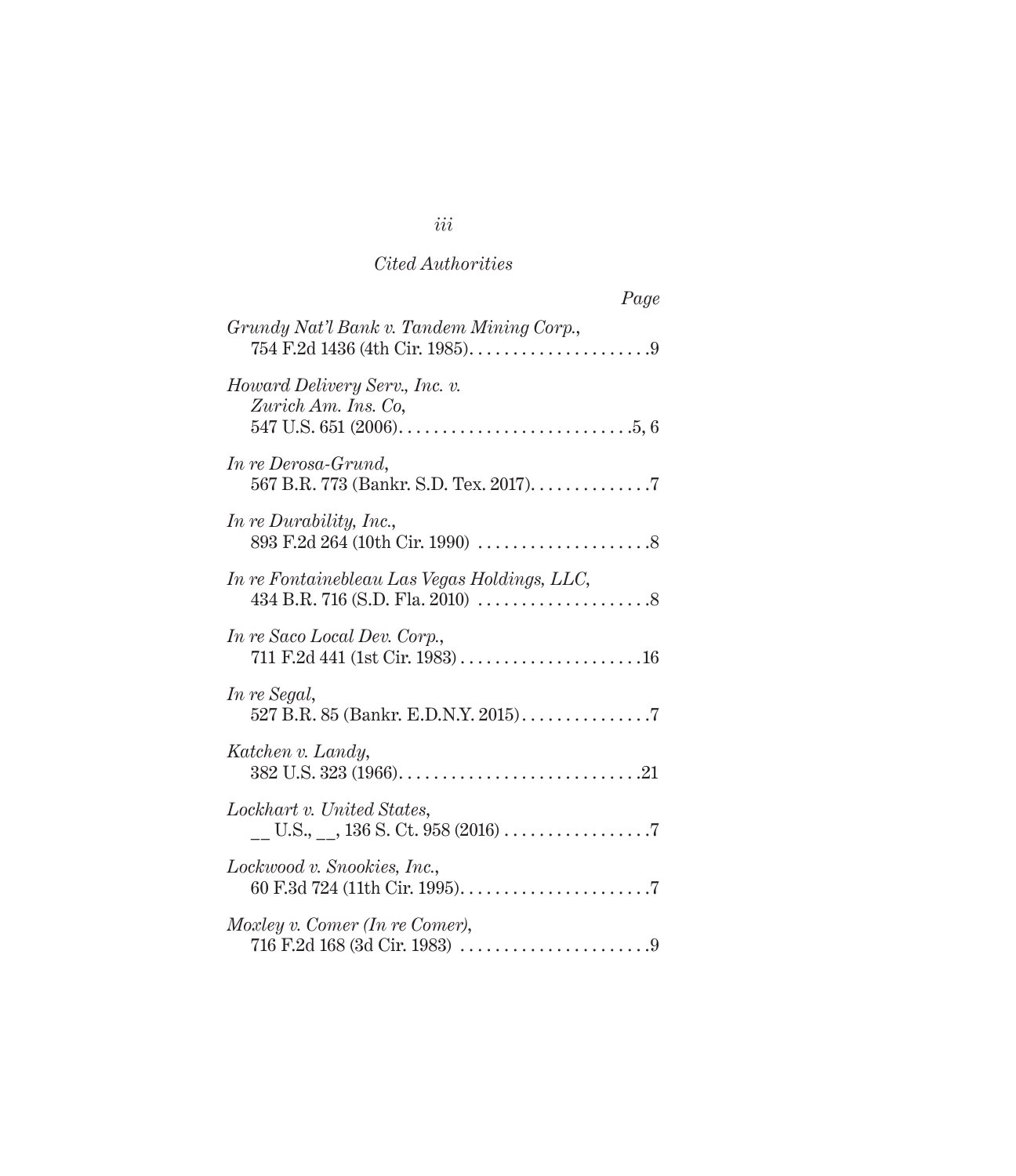*Cited Authorities*

*Page*

*Grundy Nat'l Bank v. Tandem Mining Corp.*,
754 F.2d 1436 (4th Cir. 1985). . . . . . . . . . . . . . . . . . . . .9

*Howard Delivery Serv., Inc. v. Zurich Am. Ins. Co*,
547 U.S. 651 (2006). . . . . . . . . . . . . . . . . . . . . . . . . . .5, 6

*In re Derosa-Grund*,
567 B.R. 773 (Bankr. S.D. Tex. 2017). . . . . . . . . . . . . .7

*In re Durability, Inc.*,
893 F.2d 264 (10th Cir. 1990) . . . . . . . . . . . . . . . . . . . .8

*In re Fontainebleau Las Vegas Holdings, LLC*,
434 B.R. 716 (S.D. Fla. 2010) . . . . . . . . . . . . . . . . . . . .8

*In re Saco Local Dev. Corp.*,
711 F.2d 441 (1st Cir. 1983) . . . . . . . . . . . . . . . . . . . . .16

*In re Segal*,
527 B.R. 85 (Bankr. E.D.N.Y. 2015) . . . . . . . . . . . . . . .7

*Katchen v. Landy*,
382 U.S. 323 (1966). . . . . . . . . . . . . . . . . . . . . . . . . . . .21

*Lockhart v. United States*,
__ U.S., __, 136 S. Ct. 958 (2016) . . . . . . . . . . . . . . . . .7

*Lockwood v. Snookies, Inc.*,
60 F.3d 724 (11th Cir. 1995). . . . . . . . . . . . . . . . . . . . . .7

*Moxley v. Comer (In re Comer)*,
716 F.2d 168 (3d Cir. 1983) . . . . . . . . . . . . . . . . . . . . . .9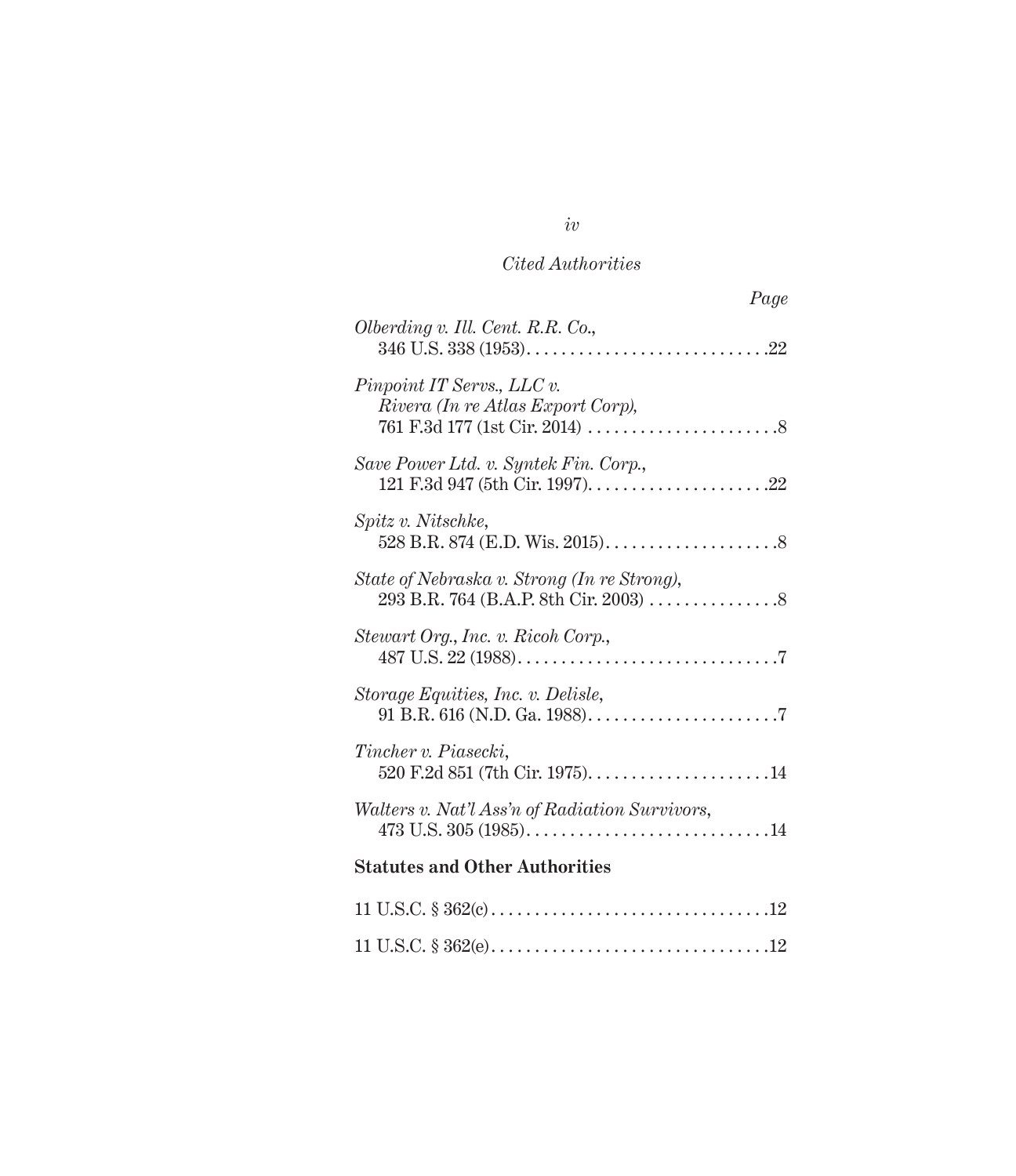*Cited Authorities*

*Page*

*Olberding v. Ill. Cent. R.R. Co.*,
346 U.S. 338 (1953) . . . . . . . . . . . . . . . . . . . . . . . . . . . .22

*Pinpoint IT Servs., LLC v. Rivera (In re Atlas Export Corp)*,
761 F.3d 177 (1st Cir. 2014) . . . . . . . . . . . . . . . . . . . . . . .8

*Save Power Ltd. v. Syntek Fin. Corp.*,
121 F.3d 947 (5th Cir. 1997) . . . . . . . . . . . . . . . . . . . . . .22

*Spitz v. Nitschke*,
528 B.R. 874 (E.D. Wis. 2015) . . . . . . . . . . . . . . . . . . . . .8

*State of Nebraska v. Strong (In re Strong)*,
293 B.R. 764 (B.A.P. 8th Cir. 2003) . . . . . . . . . . . . . . . .8

*Stewart Org., Inc. v. Ricoh Corp.*,
487 U.S. 22 (1988) . . . . . . . . . . . . . . . . . . . . . . . . . . . . . . .7

*Storage Equities, Inc. v. Delisle*,
91 B.R. 616 (N.D. Ga. 1988) . . . . . . . . . . . . . . . . . . . . . . .7

*Tincher v. Piasecki*,
520 F.2d 851 (7th Cir. 1975) . . . . . . . . . . . . . . . . . . . . . .14

*Walters v. Nat'l Ass'n of Radiation Survivors*,
473 U.S. 305 (1985) . . . . . . . . . . . . . . . . . . . . . . . . . . . . .14

**Statutes and Other Authorities**

11 U.S.C. § 362(c) . . . . . . . . . . . . . . . . . . . . . . . . . . . . . . . .12

11 U.S.C. § 362(e) . . . . . . . . . . . . . . . . . . . . . . . . . . . . . . . .12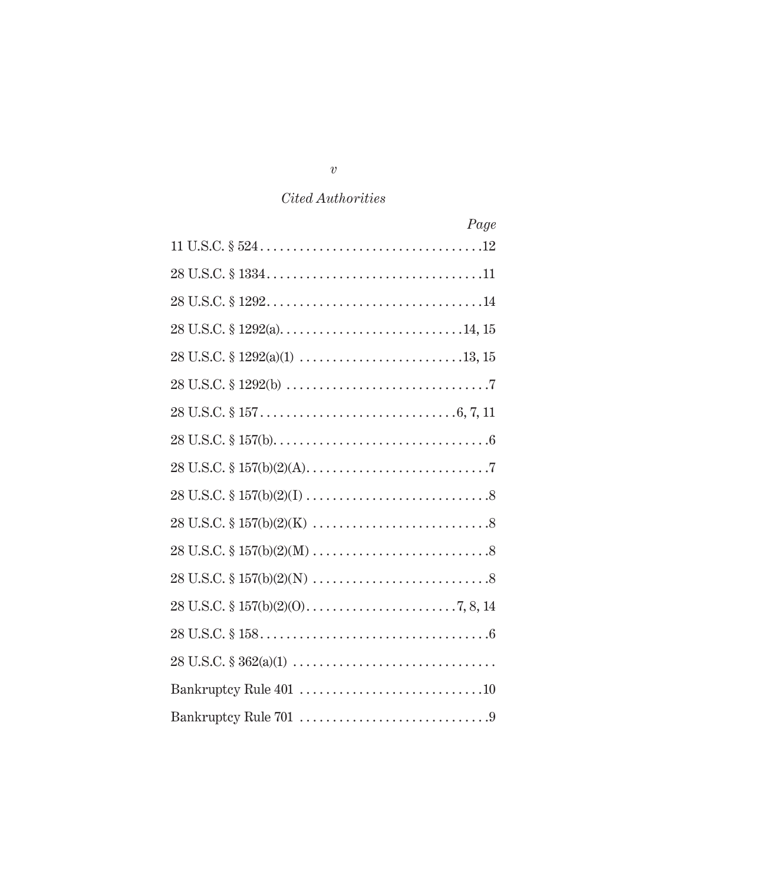*Cited Authorities*

| | *Page* |
|---|---|
| 11 U.S.C. § 524 | 12 |
| 28 U.S.C. § 1334 | 11 |
| 28 U.S.C. § 1292 | 14 |
| 28 U.S.C. § 1292(a) | 14, 15 |
| 28 U.S.C. § 1292(a)(1) | 13, 15 |
| 28 U.S.C. § 1292(b) | 7 |
| 28 U.S.C. § 157 | 6, 7, 11 |
| 28 U.S.C. § 157(b) | 6 |
| 28 U.S.C. § 157(b)(2)(A) | 7 |
| 28 U.S.C. § 157(b)(2)(I) | 8 |
| 28 U.S.C. § 157(b)(2)(K) | 8 |
| 28 U.S.C. § 157(b)(2)(M) | 8 |
| 28 U.S.C. § 157(b)(2)(N) | 8 |
| 28 U.S.C. § 157(b)(2)(O) | 7, 8, 14 |
| 28 U.S.C. § 158 | 6 |
| 28 U.S.C. § 362(a)(1) | |
| Bankruptcy Rule 401 | 10 |
| Bankruptcy Rule 701 | 9 |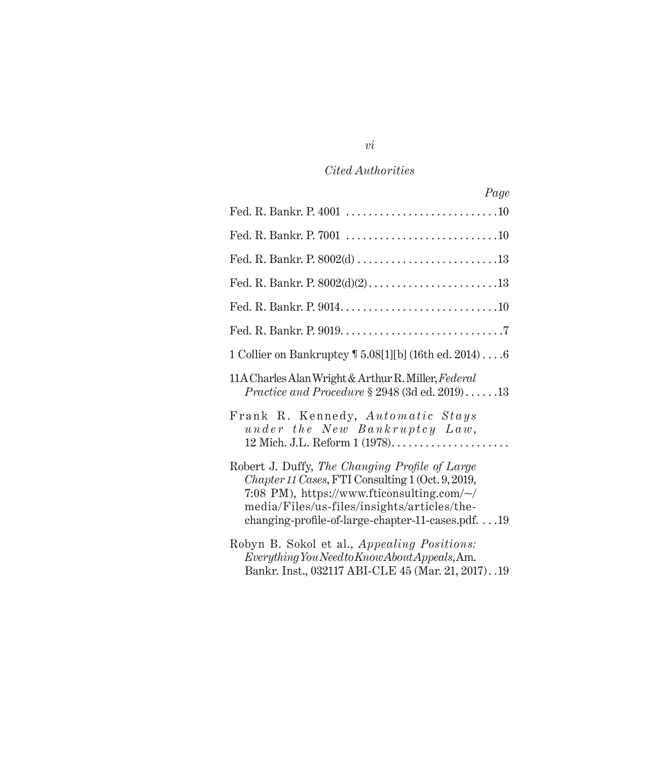*Cited Authorities*

*Page*

Fed. R. Bankr. P. 4001 . . . . . . . . . . . . . . . . . . . . . . . . . . .10

Fed. R. Bankr. P. 7001 . . . . . . . . . . . . . . . . . . . . . . . . . . .10

Fed. R. Bankr. P. 8002(d) . . . . . . . . . . . . . . . . . . . . . . . . .13

Fed. R. Bankr. P. 8002(d)(2) . . . . . . . . . . . . . . . . . . . . . . .13

Fed. R. Bankr. P. 9014 . . . . . . . . . . . . . . . . . . . . . . . . . . . .10

Fed. R. Bankr. P. 9019 . . . . . . . . . . . . . . . . . . . . . . . . . . . . .7

1 Collier on Bankruptcy ¶ 5.08[1][b] (16th ed. 2014) . . . .6

11A Charles Alan Wright & Arthur R. Miller, *Federal Practice and Procedure* § 2948 (3d ed. 2019) . . . . . .13

Frank R. Kennedy, *Automatic Stays under the New Bankruptcy Law*, 12 Mich. J.L. Reform 1 (1978). . . . . . . . . . . . . . . . . . . . .

Robert J. Duffy, *The Changing Profile of Large Chapter 11 Cases*, FTI Consulting 1 (Oct. 9, 2019, 7:08 PM), https://www.fticonsulting.com/~/media/Files/us-files/insights/articles/the-changing-profile-of-large-chapter-11-cases.pdf. . . .19

Robyn B. Sokol et al., *Appealing Positions: Everything You Need to Know About Appeals*, Am. Bankr. Inst., 032117 ABI-CLE 45 (Mar. 21, 2017) . .19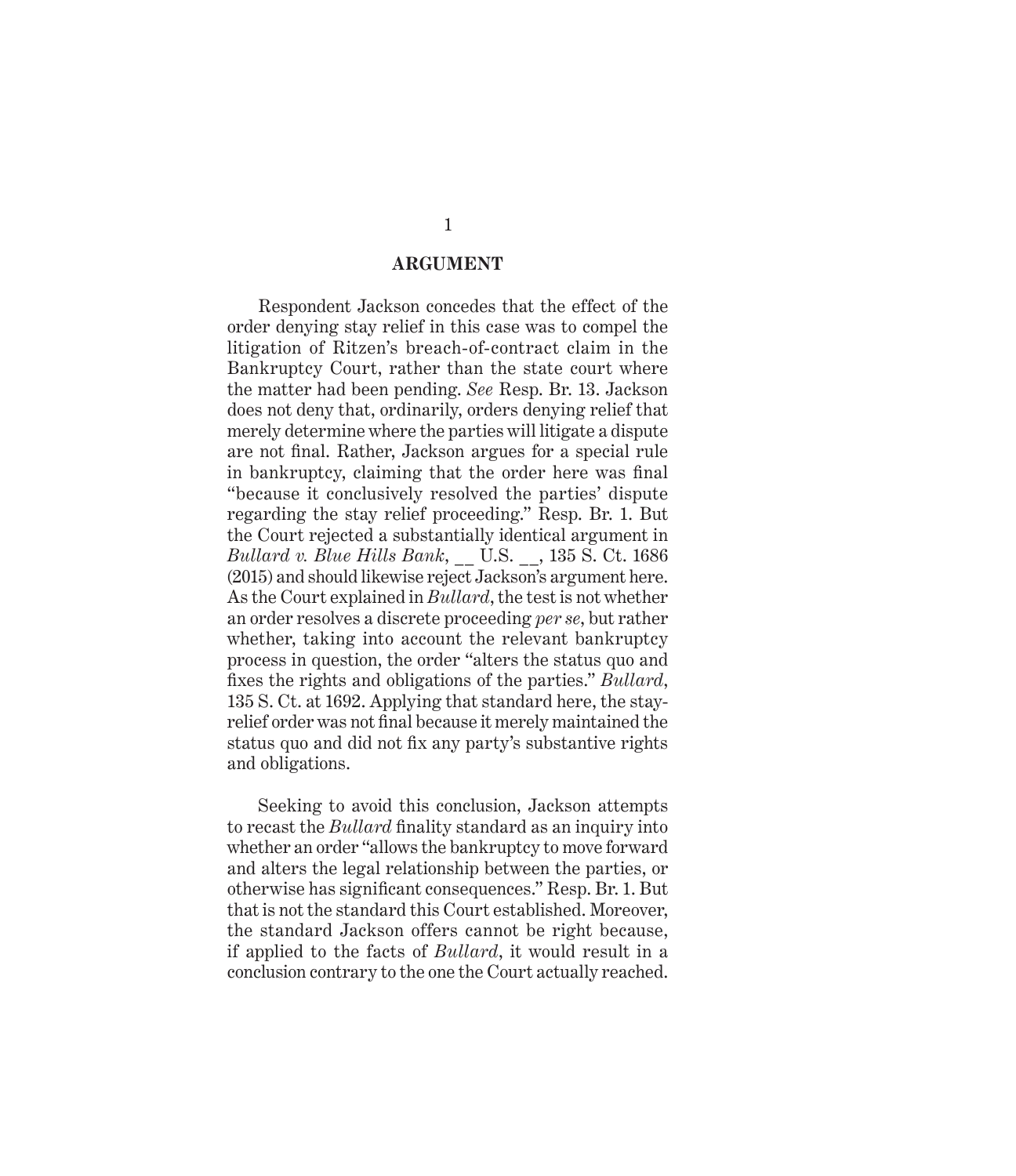## ARGUMENT

Respondent Jackson concedes that the effect of the order denying stay relief in this case was to compel the litigation of Ritzen's breach-of-contract claim in the Bankruptcy Court, rather than the state court where the matter had been pending. *See* Resp. Br. 13. Jackson does not deny that, ordinarily, orders denying relief that merely determine where the parties will litigate a dispute are not final. Rather, Jackson argues for a special rule in bankruptcy, claiming that the order here was final "because it conclusively resolved the parties' dispute regarding the stay relief proceeding." Resp. Br. 1. But the Court rejected a substantially identical argument in *Bullard v. Blue Hills Bank*, __ U.S. __, 135 S. Ct. 1686 (2015) and should likewise reject Jackson's argument here. As the Court explained in *Bullard*, the test is not whether an order resolves a discrete proceeding *per se*, but rather whether, taking into account the relevant bankruptcy process in question, the order "alters the status quo and fixes the rights and obligations of the parties." *Bullard*, 135 S. Ct. at 1692. Applying that standard here, the stay-relief order was not final because it merely maintained the status quo and did not fix any party's substantive rights and obligations.

Seeking to avoid this conclusion, Jackson attempts to recast the *Bullard* finality standard as an inquiry into whether an order "allows the bankruptcy to move forward and alters the legal relationship between the parties, or otherwise has significant consequences." Resp. Br. 1. But that is not the standard this Court established. Moreover, the standard Jackson offers cannot be right because, if applied to the facts of *Bullard*, it would result in a conclusion contrary to the one the Court actually reached.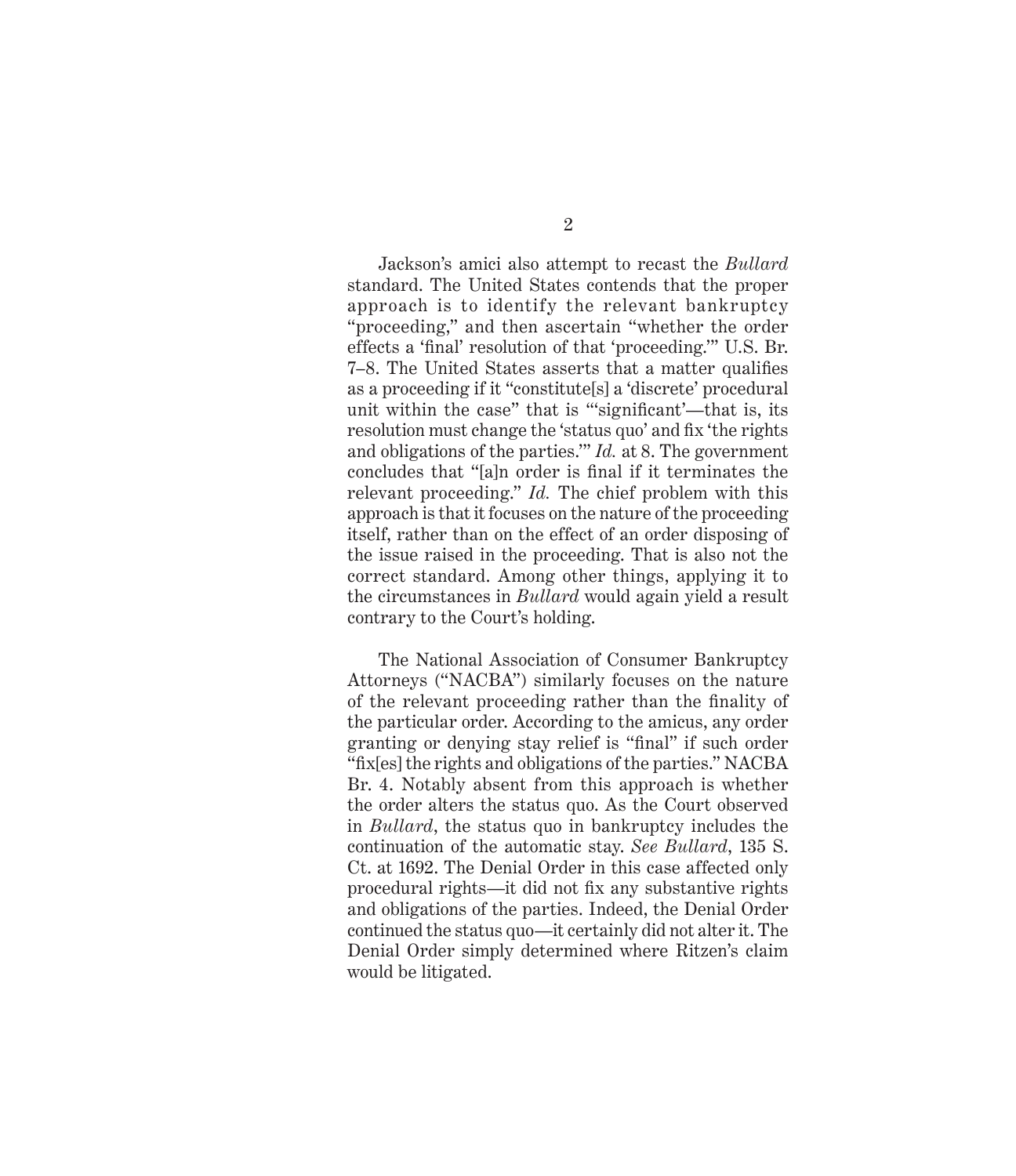Jackson's amici also attempt to recast the *Bullard* standard. The United States contends that the proper approach is to identify the relevant bankruptcy "proceeding," and then ascertain "whether the order effects a 'final' resolution of that 'proceeding.'" U.S. Br. 7–8. The United States asserts that a matter qualifies as a proceeding if it "constitute[s] a 'discrete' procedural unit within the case" that is "'significant'—that is, its resolution must change the 'status quo' and fix 'the rights and obligations of the parties.'" *Id.* at 8. The government concludes that "[a]n order is final if it terminates the relevant proceeding." *Id.* The chief problem with this approach is that it focuses on the nature of the proceeding itself, rather than on the effect of an order disposing of the issue raised in the proceeding. That is also not the correct standard. Among other things, applying it to the circumstances in *Bullard* would again yield a result contrary to the Court's holding.

The National Association of Consumer Bankruptcy Attorneys ("NACBA") similarly focuses on the nature of the relevant proceeding rather than the finality of the particular order. According to the amicus, any order granting or denying stay relief is "final" if such order "fix[es] the rights and obligations of the parties." NACBA Br. 4. Notably absent from this approach is whether the order alters the status quo. As the Court observed in *Bullard*, the status quo in bankruptcy includes the continuation of the automatic stay. *See Bullard*, 135 S. Ct. at 1692. The Denial Order in this case affected only procedural rights—it did not fix any substantive rights and obligations of the parties. Indeed, the Denial Order continued the status quo—it certainly did not alter it. The Denial Order simply determined where Ritzen's claim would be litigated.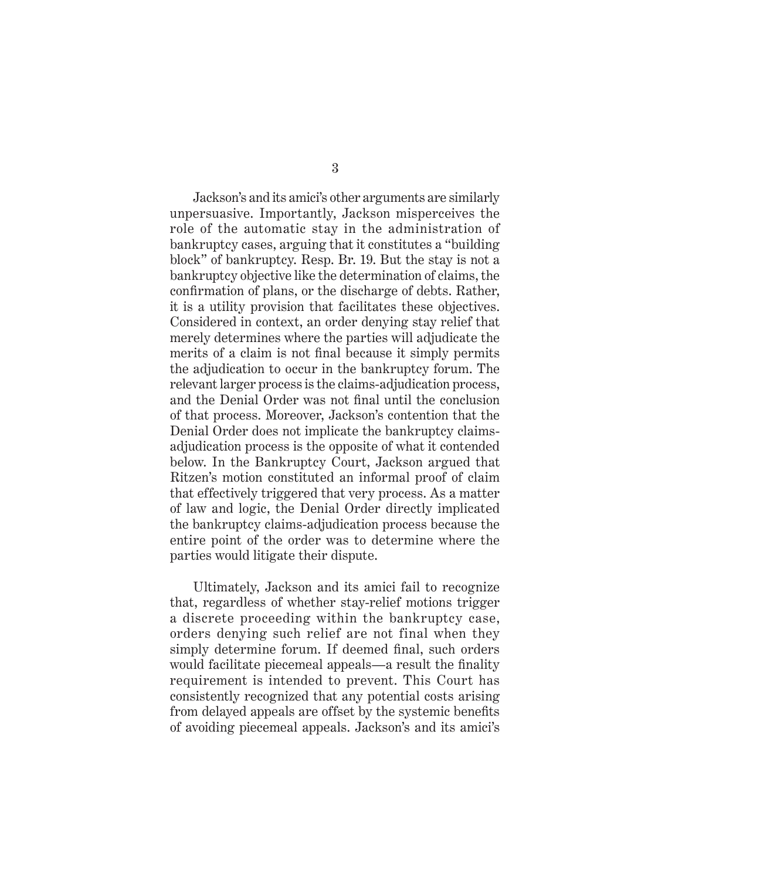Jackson's and its amici's other arguments are similarly unpersuasive. Importantly, Jackson misperceives the role of the automatic stay in the administration of bankruptcy cases, arguing that it constitutes a "building block" of bankruptcy. Resp. Br. 19. But the stay is not a bankruptcy objective like the determination of claims, the confirmation of plans, or the discharge of debts. Rather, it is a utility provision that facilitates these objectives. Considered in context, an order denying stay relief that merely determines where the parties will adjudicate the merits of a claim is not final because it simply permits the adjudication to occur in the bankruptcy forum. The relevant larger process is the claims-adjudication process, and the Denial Order was not final until the conclusion of that process. Moreover, Jackson's contention that the Denial Order does not implicate the bankruptcy claims-adjudication process is the opposite of what it contended below. In the Bankruptcy Court, Jackson argued that Ritzen's motion constituted an informal proof of claim that effectively triggered that very process. As a matter of law and logic, the Denial Order directly implicated the bankruptcy claims-adjudication process because the entire point of the order was to determine where the parties would litigate their dispute.

Ultimately, Jackson and its amici fail to recognize that, regardless of whether stay-relief motions trigger a discrete proceeding within the bankruptcy case, orders denying such relief are not final when they simply determine forum. If deemed final, such orders would facilitate piecemeal appeals—a result the finality requirement is intended to prevent. This Court has consistently recognized that any potential costs arising from delayed appeals are offset by the systemic benefits of avoiding piecemeal appeals. Jackson's and its amici's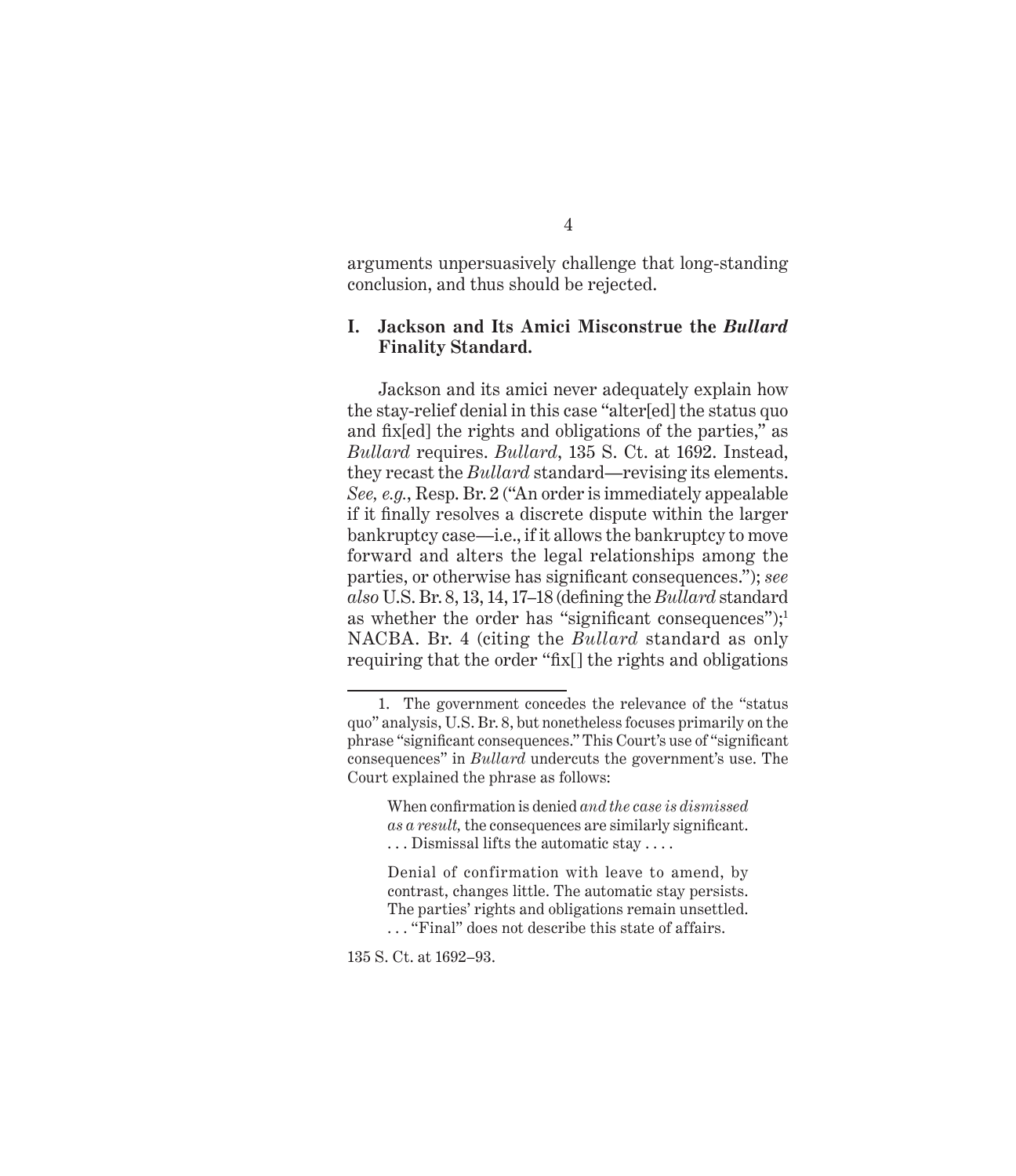arguments unpersuasively challenge that long-standing conclusion, and thus should be rejected.

## I. Jackson and Its Amici Misconstrue the *Bullard* Finality Standard.

Jackson and its amici never adequately explain how the stay-relief denial in this case "alter[ed] the status quo and fix[ed] the rights and obligations of the parties," as *Bullard* requires. *Bullard*, 135 S. Ct. at 1692. Instead, they recast the *Bullard* standard—revising its elements. *See, e.g.*, Resp. Br. 2 ("An order is immediately appealable if it finally resolves a discrete dispute within the larger bankruptcy case—i.e., if it allows the bankruptcy to move forward and alters the legal relationships among the parties, or otherwise has significant consequences."); *see also* U.S. Br. 8, 13, 14, 17–18 (defining the *Bullard* standard as whether the order has "significant consequences");[1] NACBA. Br. 4 (citing the *Bullard* standard as only requiring that the order "fix[] the rights and obligations

---

1. The government concedes the relevance of the "status quo" analysis, U.S. Br. 8, but nonetheless focuses primarily on the phrase "significant consequences." This Court's use of "significant consequences" in *Bullard* undercuts the government's use. The Court explained the phrase as follows:

> When confirmation is denied *and the case is dismissed as a result,* the consequences are similarly significant. . . . Dismissal lifts the automatic stay . . . .
>
> Denial of confirmation with leave to amend, by contrast, changes little. The automatic stay persists. The parties' rights and obligations remain unsettled. . . . "Final" does not describe this state of affairs.

135 S. Ct. at 1692–93.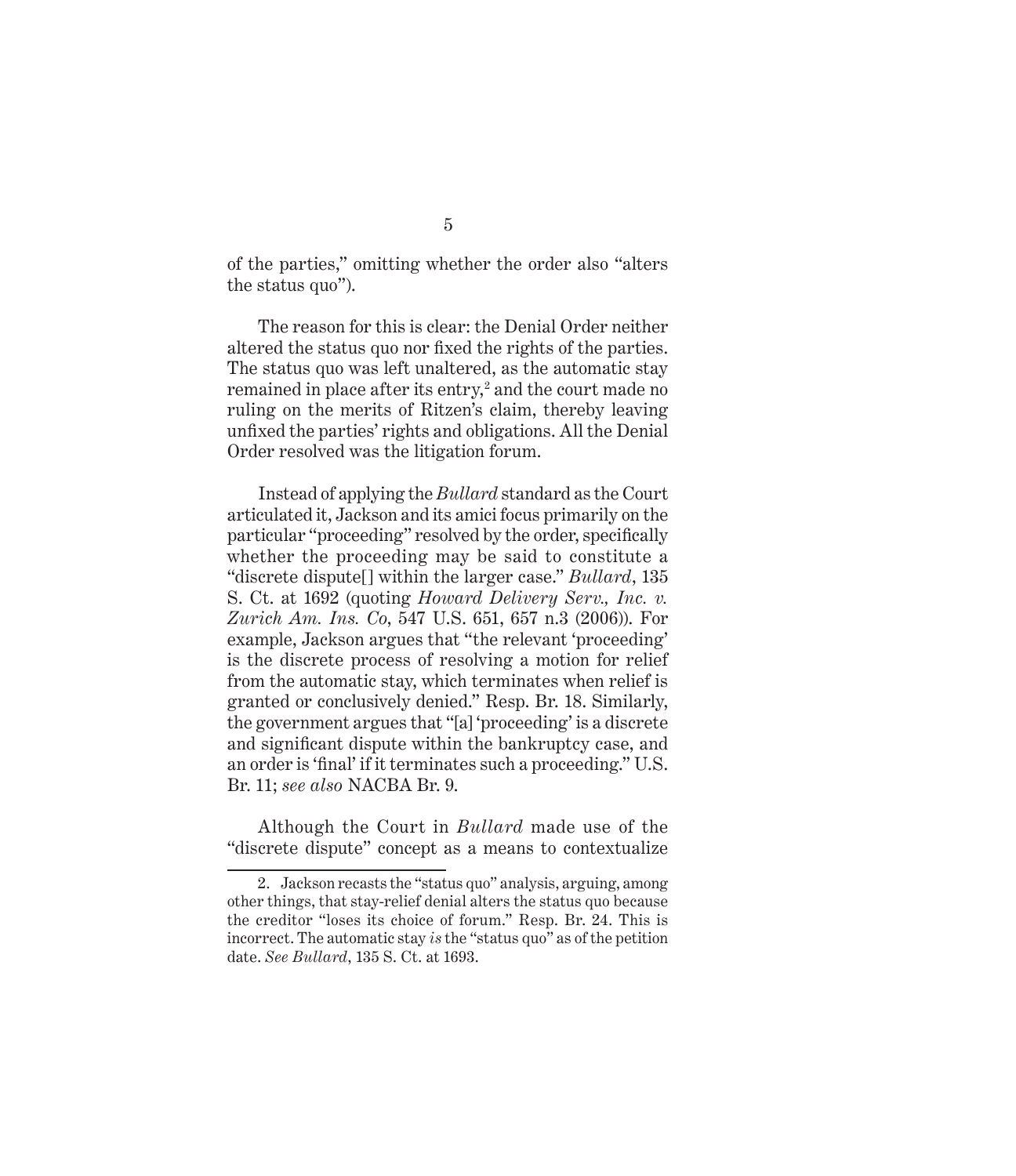of the parties," omitting whether the order also "alters the status quo").

The reason for this is clear: the Denial Order neither altered the status quo nor fixed the rights of the parties. The status quo was left unaltered, as the automatic stay remained in place after its entry,[2] and the court made no ruling on the merits of Ritzen's claim, thereby leaving unfixed the parties' rights and obligations. All the Denial Order resolved was the litigation forum.

Instead of applying the *Bullard* standard as the Court articulated it, Jackson and its amici focus primarily on the particular "proceeding" resolved by the order, specifically whether the proceeding may be said to constitute a "discrete dispute[] within the larger case." *Bullard*, 135 S. Ct. at 1692 (quoting *Howard Delivery Serv., Inc. v. Zurich Am. Ins. Co*, 547 U.S. 651, 657 n.3 (2006)). For example, Jackson argues that "the relevant 'proceeding' is the discrete process of resolving a motion for relief from the automatic stay, which terminates when relief is granted or conclusively denied." Resp. Br. 18. Similarly, the government argues that "[a] 'proceeding' is a discrete and significant dispute within the bankruptcy case, and an order is 'final' if it terminates such a proceeding." U.S. Br. 11; *see also* NACBA Br. 9.

Although the Court in *Bullard* made use of the "discrete dispute" concept as a means to contextualize

---

2. Jackson recasts the "status quo" analysis, arguing, among other things, that stay-relief denial alters the status quo because the creditor "loses its choice of forum." Resp. Br. 24. This is incorrect. The automatic stay *is* the "status quo" as of the petition date. *See Bullard*, 135 S. Ct. at 1693.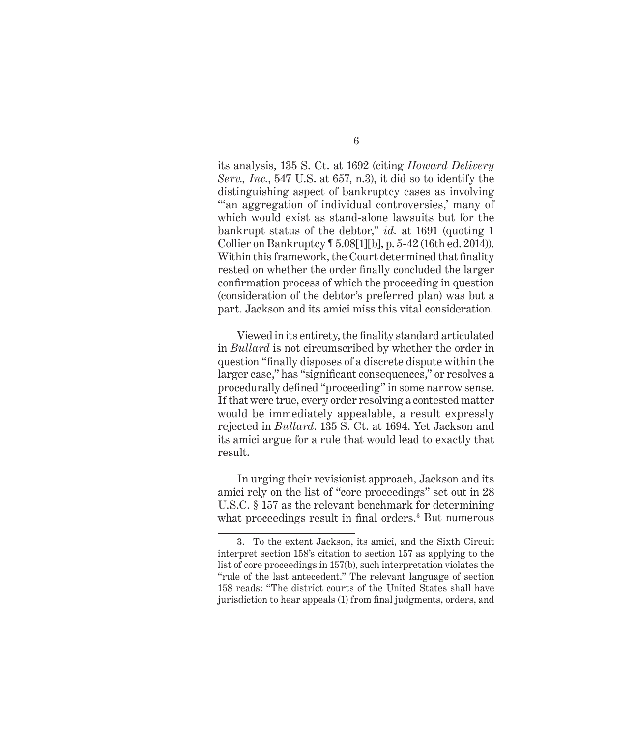its analysis, 135 S. Ct. at 1692 (citing *Howard Delivery Serv., Inc.*, 547 U.S. at 657, n.3), it did so to identify the distinguishing aspect of bankruptcy cases as involving "'an aggregation of individual controversies,' many of which would exist as stand-alone lawsuits but for the bankrupt status of the debtor," *id.* at 1691 (quoting 1 Collier on Bankruptcy ¶ 5.08[1][b], p. 5-42 (16th ed. 2014)). Within this framework, the Court determined that finality rested on whether the order finally concluded the larger confirmation process of which the proceeding in question (consideration of the debtor's preferred plan) was but a part. Jackson and its amici miss this vital consideration.

Viewed in its entirety, the finality standard articulated in *Bullard* is not circumscribed by whether the order in question "finally disposes of a discrete dispute within the larger case," has "significant consequences," or resolves a procedurally defined "proceeding" in some narrow sense. If that were true, every order resolving a contested matter would be immediately appealable, a result expressly rejected in *Bullard*. 135 S. Ct. at 1694. Yet Jackson and its amici argue for a rule that would lead to exactly that result.

In urging their revisionist approach, Jackson and its amici rely on the list of "core proceedings" set out in 28 U.S.C. § 157 as the relevant benchmark for determining what proceedings result in final orders.[3] But numerous

---

3. To the extent Jackson, its amici, and the Sixth Circuit interpret section 158's citation to section 157 as applying to the list of core proceedings in 157(b), such interpretation violates the "rule of the last antecedent." The relevant language of section 158 reads: "The district courts of the United States shall have jurisdiction to hear appeals (1) from final judgments, orders, and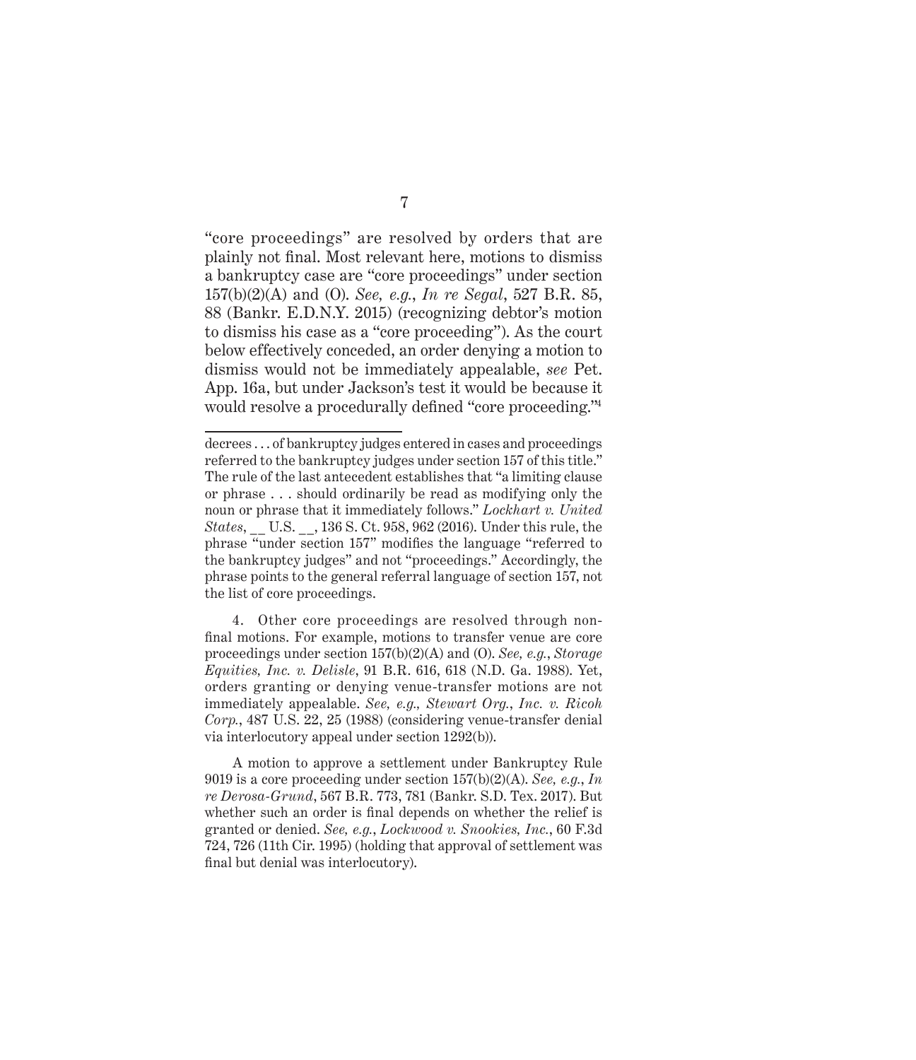"core proceedings" are resolved by orders that are plainly not final. Most relevant here, motions to dismiss a bankruptcy case are "core proceedings" under section 157(b)(2)(A) and (O). *See, e.g.*, *In re Segal*, 527 B.R. 85, 88 (Bankr. E.D.N.Y. 2015) (recognizing debtor's motion to dismiss his case as a "core proceeding"). As the court below effectively conceded, an order denying a motion to dismiss would not be immediately appealable, *see* Pet. App. 16a, but under Jackson's test it would be because it would resolve a procedurally defined "core proceeding."[4]

---

decrees . . . of bankruptcy judges entered in cases and proceedings referred to the bankruptcy judges under section 157 of this title." The rule of the last antecedent establishes that "a limiting clause or phrase . . . should ordinarily be read as modifying only the noun or phrase that it immediately follows." *Lockhart v. United States*, __ U.S. __, 136 S. Ct. 958, 962 (2016). Under this rule, the phrase "under section 157" modifies the language "referred to the bankruptcy judges" and not "proceedings." Accordingly, the phrase points to the general referral language of section 157, not the list of core proceedings.

4. Other core proceedings are resolved through non-final motions. For example, motions to transfer venue are core proceedings under section 157(b)(2)(A) and (O). *See, e.g.*, *Storage Equities, Inc. v. Delisle*, 91 B.R. 616, 618 (N.D. Ga. 1988). Yet, orders granting or denying venue-transfer motions are not immediately appealable. *See, e.g., Stewart Org., Inc. v. Ricoh Corp.*, 487 U.S. 22, 25 (1988) (considering venue-transfer denial via interlocutory appeal under section 1292(b)).

A motion to approve a settlement under Bankruptcy Rule 9019 is a core proceeding under section 157(b)(2)(A). *See, e.g.*, *In re Derosa-Grund*, 567 B.R. 773, 781 (Bankr. S.D. Tex. 2017). But whether such an order is final depends on whether the relief is granted or denied. *See, e.g.*, *Lockwood v. Snookies, Inc.*, 60 F.3d 724, 726 (11th Cir. 1995) (holding that approval of settlement was final but denial was interlocutory).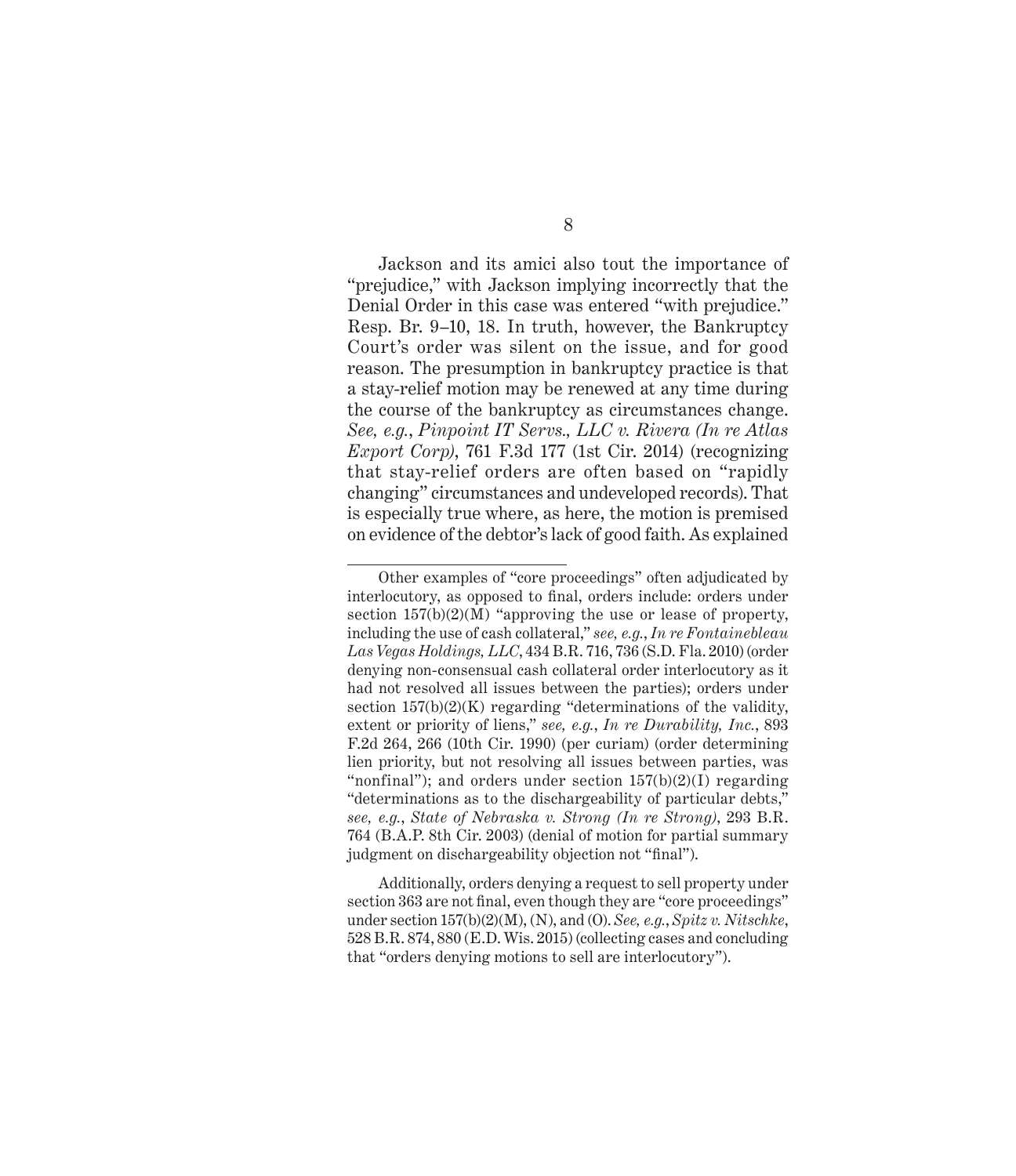Jackson and its amici also tout the importance of "prejudice," with Jackson implying incorrectly that the Denial Order in this case was entered "with prejudice." Resp. Br. 9–10, 18. In truth, however, the Bankruptcy Court's order was silent on the issue, and for good reason. The presumption in bankruptcy practice is that a stay-relief motion may be renewed at any time during the course of the bankruptcy as circumstances change. *See, e.g.*, *Pinpoint IT Servs., LLC v. Rivera (In re Atlas Export Corp)*, 761 F.3d 177 (1st Cir. 2014) (recognizing that stay-relief orders are often based on "rapidly changing" circumstances and undeveloped records). That is especially true where, as here, the motion is premised on evidence of the debtor's lack of good faith. As explained

---

Other examples of "core proceedings" often adjudicated by interlocutory, as opposed to final, orders include: orders under section 157(b)(2)(M) "approving the use or lease of property, including the use of cash collateral," *see, e.g.*, *In re Fontainebleau Las Vegas Holdings, LLC*, 434 B.R. 716, 736 (S.D. Fla. 2010) (order denying non-consensual cash collateral order interlocutory as it had not resolved all issues between the parties); orders under section 157(b)(2)(K) regarding "determinations of the validity, extent or priority of liens," *see, e.g.*, *In re Durability, Inc.*, 893 F.2d 264, 266 (10th Cir. 1990) (per curiam) (order determining lien priority, but not resolving all issues between parties, was "nonfinal"); and orders under section 157(b)(2)(I) regarding "determinations as to the dischargeability of particular debts," *see, e.g.*, *State of Nebraska v. Strong (In re Strong)*, 293 B.R. 764 (B.A.P. 8th Cir. 2003) (denial of motion for partial summary judgment on dischargeability objection not "final").

Additionally, orders denying a request to sell property under section 363 are not final, even though they are "core proceedings" under section 157(b)(2)(M), (N), and (O). *See, e.g.*, *Spitz v. Nitschke*, 528 B.R. 874, 880 (E.D. Wis. 2015) (collecting cases and concluding that "orders denying motions to sell are interlocutory").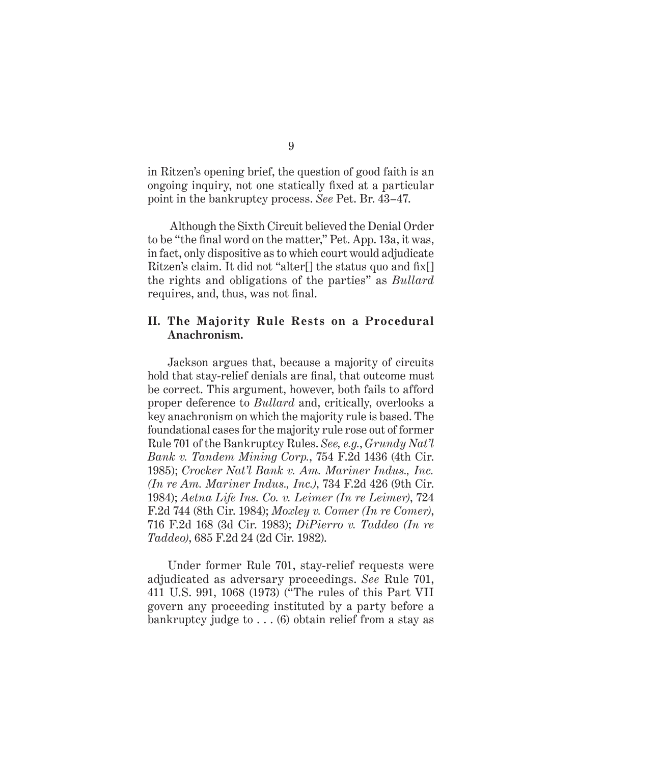in Ritzen's opening brief, the question of good faith is an ongoing inquiry, not one statically fixed at a particular point in the bankruptcy process. *See* Pet. Br. 43–47.

Although the Sixth Circuit believed the Denial Order to be "the final word on the matter," Pet. App. 13a, it was, in fact, only dispositive as to which court would adjudicate Ritzen's claim. It did not "alter[] the status quo and fix[] the rights and obligations of the parties" as *Bullard* requires, and, thus, was not final.

## II. The Majority Rule Rests on a Procedural Anachronism.

Jackson argues that, because a majority of circuits hold that stay-relief denials are final, that outcome must be correct. This argument, however, both fails to afford proper deference to *Bullard* and, critically, overlooks a key anachronism on which the majority rule is based. The foundational cases for the majority rule rose out of former Rule 701 of the Bankruptcy Rules. *See, e.g.*, *Grundy Nat'l Bank v. Tandem Mining Corp.*, 754 F.2d 1436 (4th Cir. 1985); *Crocker Nat'l Bank v. Am. Mariner Indus., Inc. (In re Am. Mariner Indus., Inc.)*, 734 F.2d 426 (9th Cir. 1984); *Aetna Life Ins. Co. v. Leimer (In re Leimer)*, 724 F.2d 744 (8th Cir. 1984); *Moxley v. Comer (In re Comer)*, 716 F.2d 168 (3d Cir. 1983); *DiPierro v. Taddeo (In re Taddeo)*, 685 F.2d 24 (2d Cir. 1982).

Under former Rule 701, stay-relief requests were adjudicated as adversary proceedings. *See* Rule 701, 411 U.S. 991, 1068 (1973) ("The rules of this Part VII govern any proceeding instituted by a party before a bankruptcy judge to . . . (6) obtain relief from a stay as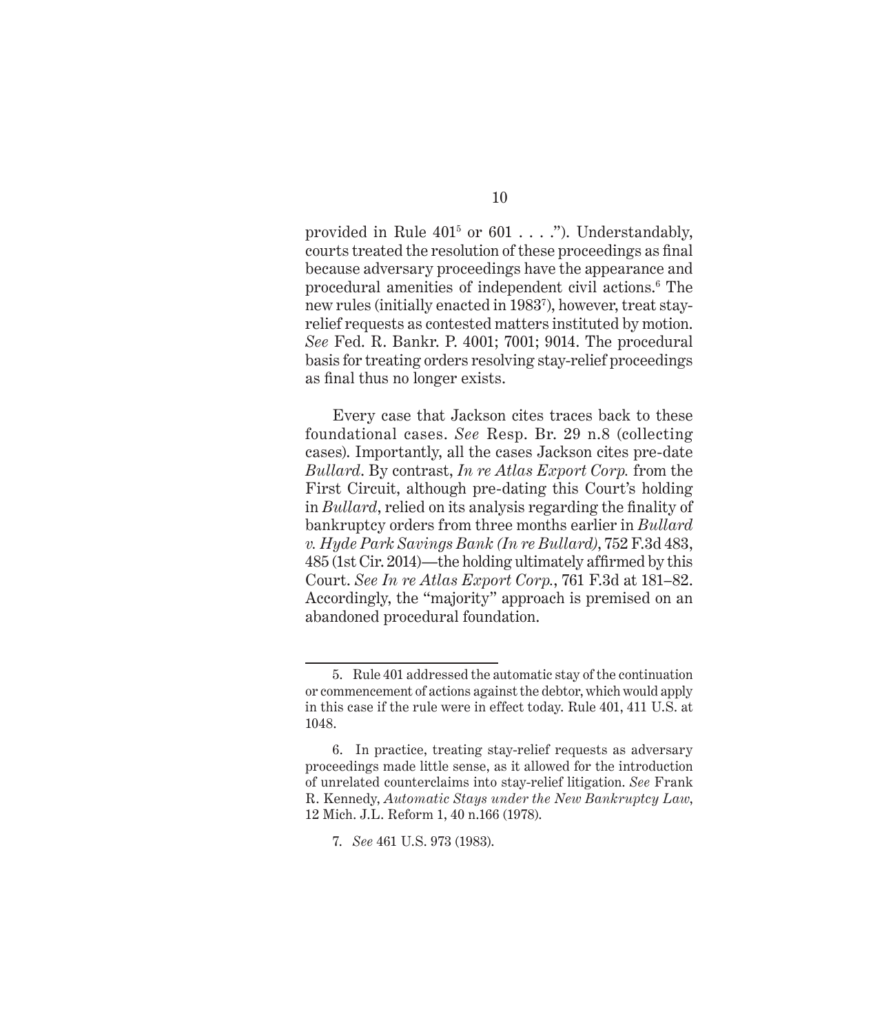provided in Rule 401[5] or 601 . . . ."). Understandably, courts treated the resolution of these proceedings as final because adversary proceedings have the appearance and procedural amenities of independent civil actions.[6] The new rules (initially enacted in 1983[7]), however, treat stay-relief requests as contested matters instituted by motion. *See* Fed. R. Bankr. P. 4001; 7001; 9014. The procedural basis for treating orders resolving stay-relief proceedings as final thus no longer exists.

Every case that Jackson cites traces back to these foundational cases. *See* Resp. Br. 29 n.8 (collecting cases). Importantly, all the cases Jackson cites pre-date *Bullard*. By contrast, *In re Atlas Export Corp.* from the First Circuit, although pre-dating this Court's holding in *Bullard*, relied on its analysis regarding the finality of bankruptcy orders from three months earlier in *Bullard v. Hyde Park Savings Bank (In re Bullard)*, 752 F.3d 483, 485 (1st Cir. 2014)—the holding ultimately affirmed by this Court. *See In re Atlas Export Corp.*, 761 F.3d at 181–82. Accordingly, the "majority" approach is premised on an abandoned procedural foundation.

---

5. Rule 401 addressed the automatic stay of the continuation or commencement of actions against the debtor, which would apply in this case if the rule were in effect today. Rule 401, 411 U.S. at 1048.

6. In practice, treating stay-relief requests as adversary proceedings made little sense, as it allowed for the introduction of unrelated counterclaims into stay-relief litigation. *See* Frank R. Kennedy, *Automatic Stays under the New Bankruptcy Law*, 12 Mich. J.L. Reform 1, 40 n.166 (1978).

7. *See* 461 U.S. 973 (1983).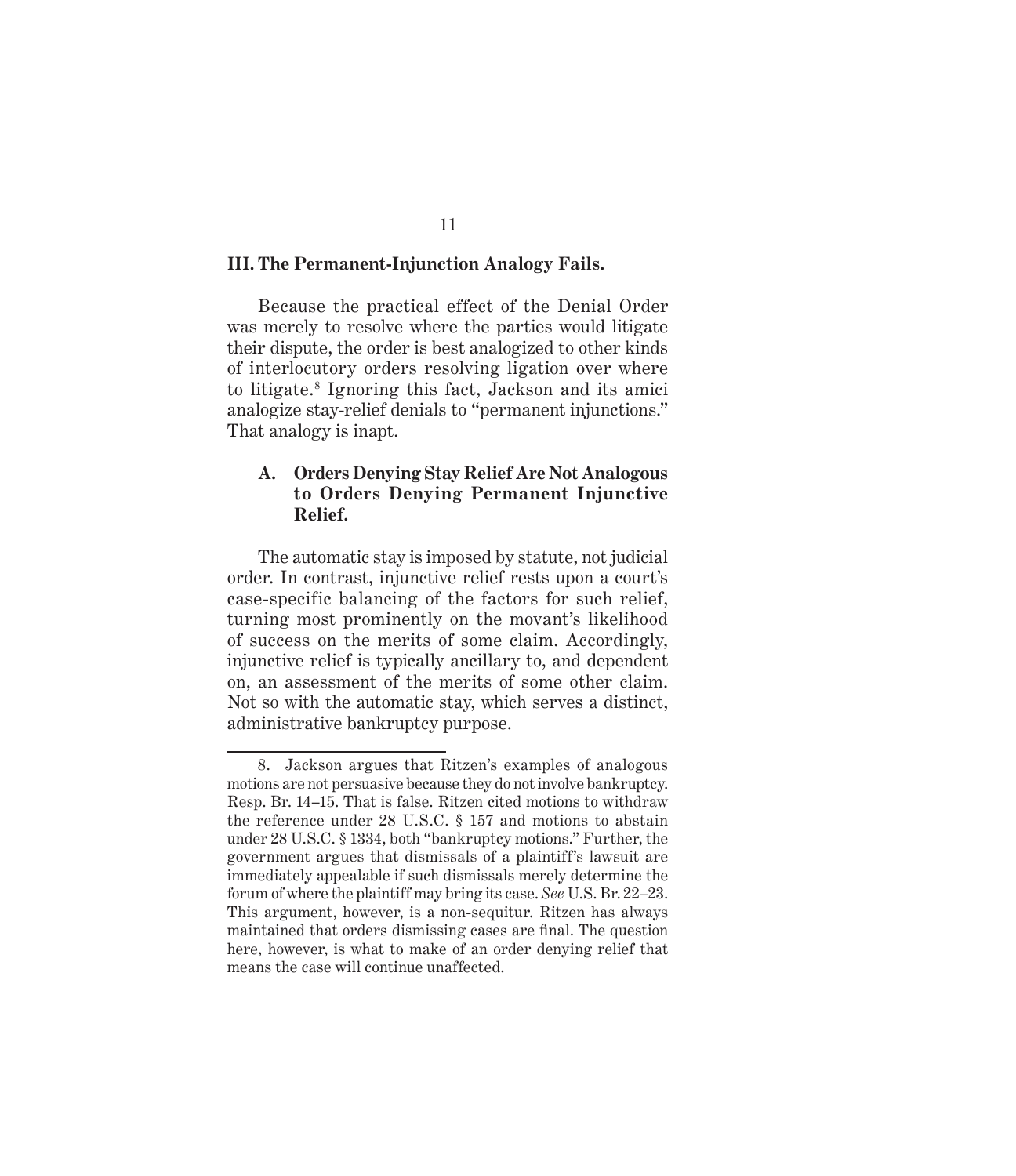## III. The Permanent-Injunction Analogy Fails.

Because the practical effect of the Denial Order was merely to resolve where the parties would litigate their dispute, the order is best analogized to other kinds of interlocutory orders resolving ligation over where to litigate.[8] Ignoring this fact, Jackson and its amici analogize stay-relief denials to "permanent injunctions." That analogy is inapt.

### A. Orders Denying Stay Relief Are Not Analogous to Orders Denying Permanent Injunctive Relief.

The automatic stay is imposed by statute, not judicial order. In contrast, injunctive relief rests upon a court's case-specific balancing of the factors for such relief, turning most prominently on the movant's likelihood of success on the merits of some claim. Accordingly, injunctive relief is typically ancillary to, and dependent on, an assessment of the merits of some other claim. Not so with the automatic stay, which serves a distinct, administrative bankruptcy purpose.

---

8. Jackson argues that Ritzen's examples of analogous motions are not persuasive because they do not involve bankruptcy. Resp. Br. 14–15. That is false. Ritzen cited motions to withdraw the reference under 28 U.S.C. § 157 and motions to abstain under 28 U.S.C. § 1334, both "bankruptcy motions." Further, the government argues that dismissals of a plaintiff's lawsuit are immediately appealable if such dismissals merely determine the forum of where the plaintiff may bring its case. *See* U.S. Br. 22–23. This argument, however, is a non-sequitur. Ritzen has always maintained that orders dismissing cases are final. The question here, however, is what to make of an order denying relief that means the case will continue unaffected.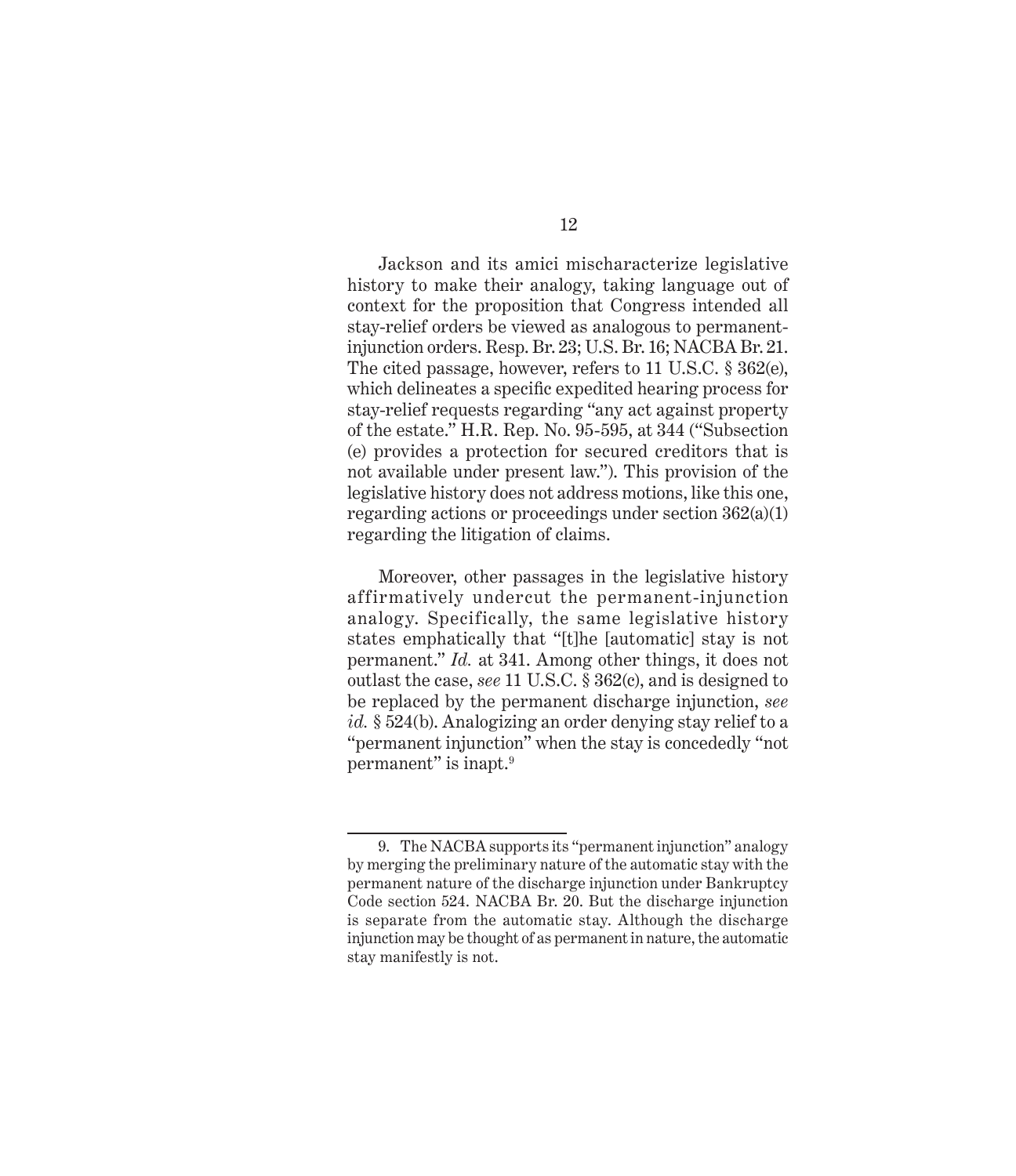Jackson and its amici mischaracterize legislative history to make their analogy, taking language out of context for the proposition that Congress intended all stay-relief orders be viewed as analogous to permanent-injunction orders. Resp. Br. 23; U.S. Br. 16; NACBA Br. 21. The cited passage, however, refers to 11 U.S.C. § 362(e), which delineates a specific expedited hearing process for stay-relief requests regarding "any act against property of the estate." H.R. Rep. No. 95-595, at 344 ("Subsection (e) provides a protection for secured creditors that is not available under present law."). This provision of the legislative history does not address motions, like this one, regarding actions or proceedings under section 362(a)(1) regarding the litigation of claims.

Moreover, other passages in the legislative history affirmatively undercut the permanent-injunction analogy. Specifically, the same legislative history states emphatically that "[t]he [automatic] stay is not permanent." *Id.* at 341. Among other things, it does not outlast the case, *see* 11 U.S.C. § 362(c), and is designed to be replaced by the permanent discharge injunction, *see id.* § 524(b). Analogizing an order denying stay relief to a "permanent injunction" when the stay is concededly "not permanent" is inapt.[9]

---

9. The NACBA supports its "permanent injunction" analogy by merging the preliminary nature of the automatic stay with the permanent nature of the discharge injunction under Bankruptcy Code section 524. NACBA Br. 20. But the discharge injunction is separate from the automatic stay. Although the discharge injunction may be thought of as permanent in nature, the automatic stay manifestly is not.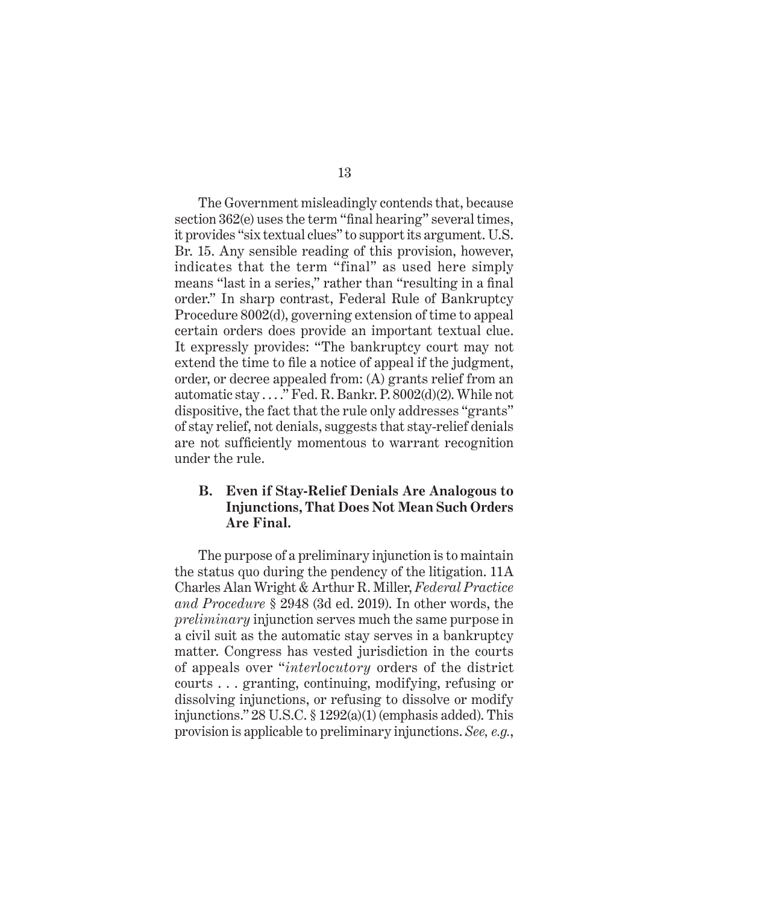The Government misleadingly contends that, because section 362(e) uses the term "final hearing" several times, it provides "six textual clues" to support its argument. U.S. Br. 15. Any sensible reading of this provision, however, indicates that the term "final" as used here simply means "last in a series," rather than "resulting in a final order." In sharp contrast, Federal Rule of Bankruptcy Procedure 8002(d), governing extension of time to appeal certain orders does provide an important textual clue. It expressly provides: "The bankruptcy court may not extend the time to file a notice of appeal if the judgment, order, or decree appealed from: (A) grants relief from an automatic stay . . . ." Fed. R. Bankr. P. 8002(d)(2). While not dispositive, the fact that the rule only addresses "grants" of stay relief, not denials, suggests that stay-relief denials are not sufficiently momentous to warrant recognition under the rule.

### B. Even if Stay-Relief Denials Are Analogous to Injunctions, That Does Not Mean Such Orders Are Final.

The purpose of a preliminary injunction is to maintain the status quo during the pendency of the litigation. 11A Charles Alan Wright & Arthur R. Miller, *Federal Practice and Procedure* § 2948 (3d ed. 2019). In other words, the *preliminary* injunction serves much the same purpose in a civil suit as the automatic stay serves in a bankruptcy matter. Congress has vested jurisdiction in the courts of appeals over "*interlocutory* orders of the district courts . . . granting, continuing, modifying, refusing or dissolving injunctions, or refusing to dissolve or modify injunctions." 28 U.S.C. § 1292(a)(1) (emphasis added). This provision is applicable to preliminary injunctions. *See, e.g.*,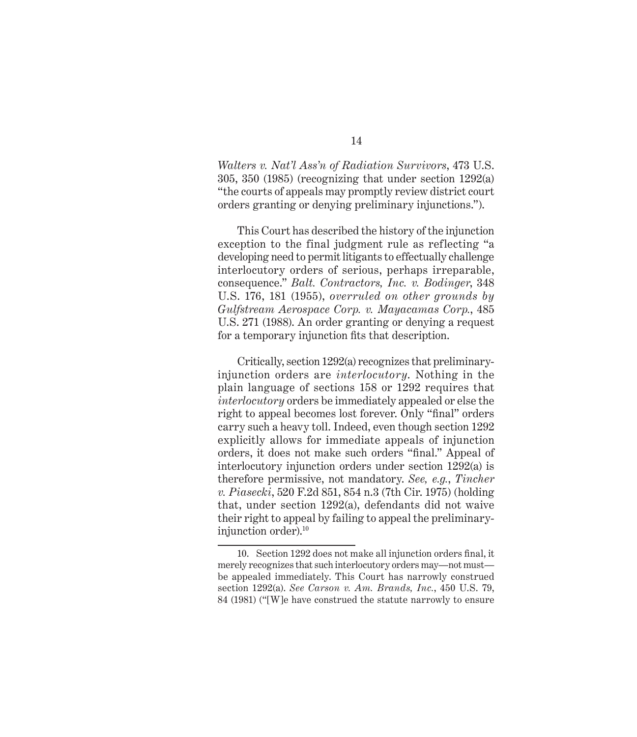*Walters v. Nat'l Ass'n of Radiation Survivors*, 473 U.S. 305, 350 (1985) (recognizing that under section 1292(a) "the courts of appeals may promptly review district court orders granting or denying preliminary injunctions.").

This Court has described the history of the injunction exception to the final judgment rule as reflecting "a developing need to permit litigants to effectually challenge interlocutory orders of serious, perhaps irreparable, consequence." *Balt. Contractors, Inc. v. Bodinger*, 348 U.S. 176, 181 (1955), *overruled on other grounds by Gulfstream Aerospace Corp. v. Mayacamas Corp.*, 485 U.S. 271 (1988). An order granting or denying a request for a temporary injunction fits that description.

Critically, section 1292(a) recognizes that preliminary-injunction orders are *interlocutory*. Nothing in the plain language of sections 158 or 1292 requires that *interlocutory* orders be immediately appealed or else the right to appeal becomes lost forever. Only "final" orders carry such a heavy toll. Indeed, even though section 1292 explicitly allows for immediate appeals of injunction orders, it does not make such orders "final." Appeal of interlocutory injunction orders under section 1292(a) is therefore permissive, not mandatory. *See, e.g.*, *Tincher v. Piasecki*, 520 F.2d 851, 854 n.3 (7th Cir. 1975) (holding that, under section 1292(a), defendants did not waive their right to appeal by failing to appeal the preliminary-injunction order).[10]

---

10. Section 1292 does not make all injunction orders final, it merely recognizes that such interlocutory orders may—not must—be appealed immediately. This Court has narrowly construed section 1292(a). *See Carson v. Am. Brands, Inc.*, 450 U.S. 79, 84 (1981) ("[W]e have construed the statute narrowly to ensure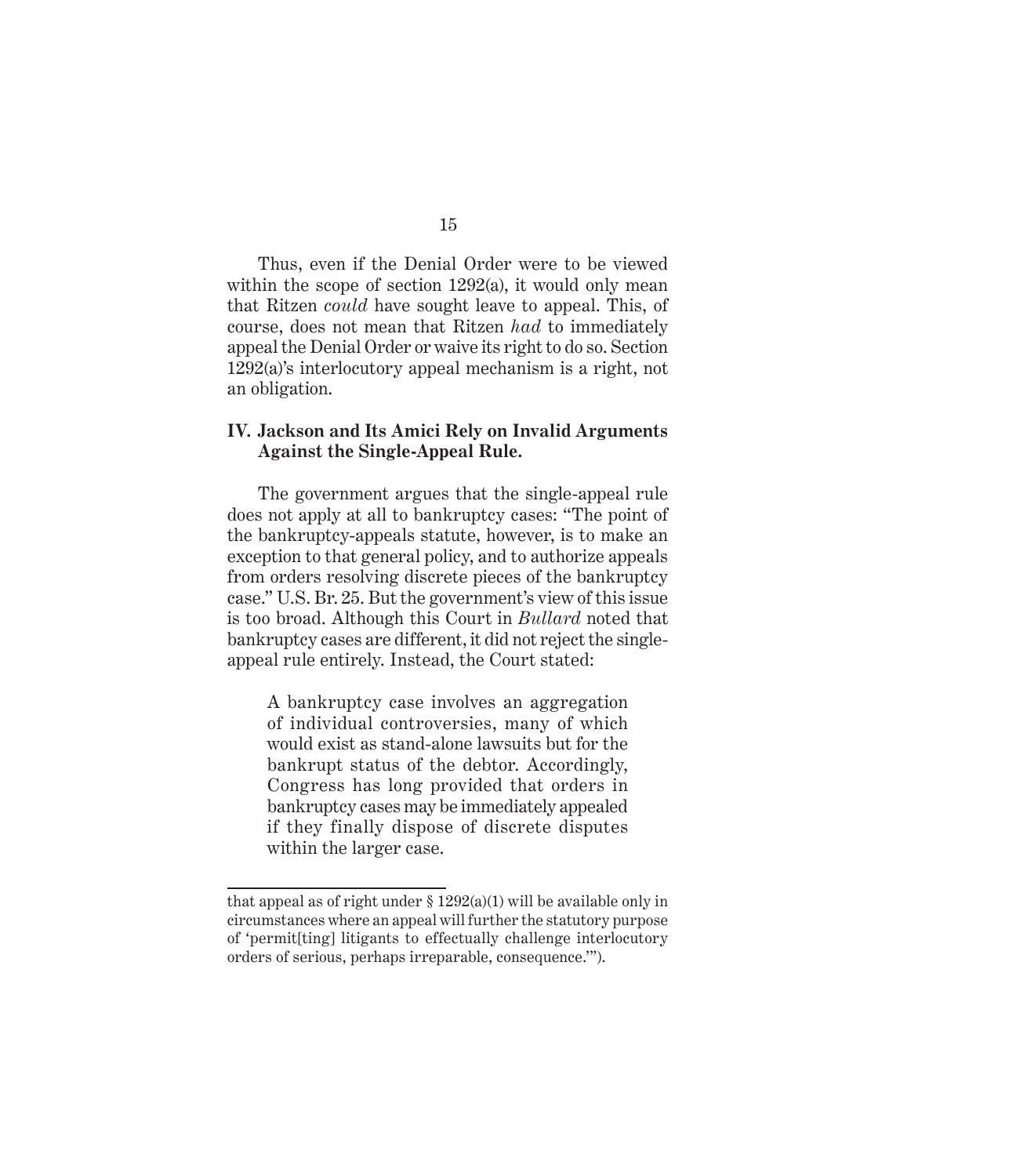Thus, even if the Denial Order were to be viewed within the scope of section 1292(a), it would only mean that Ritzen *could* have sought leave to appeal. This, of course, does not mean that Ritzen *had* to immediately appeal the Denial Order or waive its right to do so. Section 1292(a)'s interlocutory appeal mechanism is a right, not an obligation.

## IV. Jackson and Its Amici Rely on Invalid Arguments Against the Single-Appeal Rule.

The government argues that the single-appeal rule does not apply at all to bankruptcy cases: "The point of the bankruptcy-appeals statute, however, is to make an exception to that general policy, and to authorize appeals from orders resolving discrete pieces of the bankruptcy case." U.S. Br. 25. But the government's view of this issue is too broad. Although this Court in *Bullard* noted that bankruptcy cases are different, it did not reject the single-appeal rule entirely. Instead, the Court stated:

> A bankruptcy case involves an aggregation of individual controversies, many of which would exist as stand-alone lawsuits but for the bankrupt status of the debtor. Accordingly, Congress has long provided that orders in bankruptcy cases may be immediately appealed if they finally dispose of discrete disputes within the larger case.

---

that appeal as of right under § 1292(a)(1) will be available only in circumstances where an appeal will further the statutory purpose of 'permit[ting] litigants to effectually challenge interlocutory orders of serious, perhaps irreparable, consequence.'").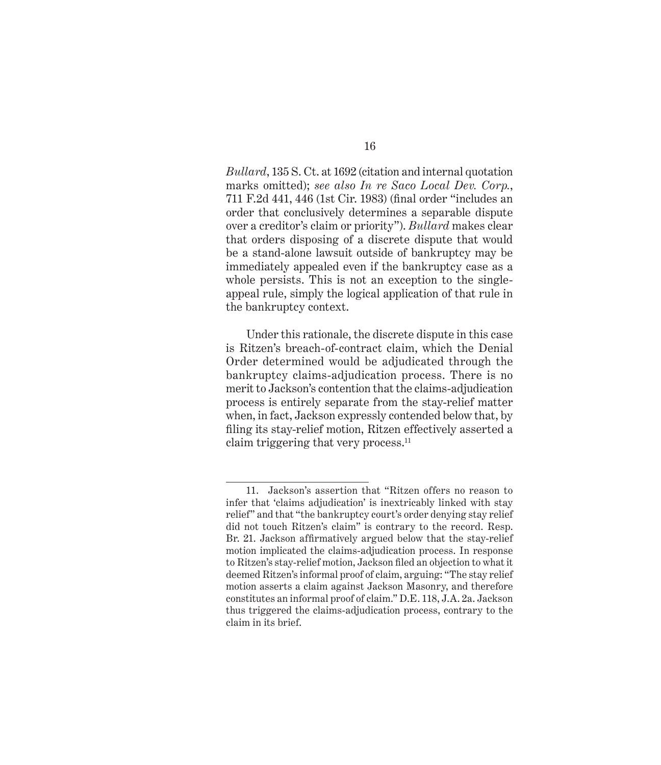*Bullard*, 135 S. Ct. at 1692 (citation and internal quotation marks omitted); *see also In re Saco Local Dev. Corp.*, 711 F.2d 441, 446 (1st Cir. 1983) (final order "includes an order that conclusively determines a separable dispute over a creditor's claim or priority"). *Bullard* makes clear that orders disposing of a discrete dispute that would be a stand-alone lawsuit outside of bankruptcy may be immediately appealed even if the bankruptcy case as a whole persists. This is not an exception to the single-appeal rule, simply the logical application of that rule in the bankruptcy context.

Under this rationale, the discrete dispute in this case is Ritzen's breach-of-contract claim, which the Denial Order determined would be adjudicated through the bankruptcy claims-adjudication process. There is no merit to Jackson's contention that the claims-adjudication process is entirely separate from the stay-relief matter when, in fact, Jackson expressly contended below that, by filing its stay-relief motion, Ritzen effectively asserted a claim triggering that very process.[11]

---

11. Jackson's assertion that "Ritzen offers no reason to infer that 'claims adjudication' is inextricably linked with stay relief" and that "the bankruptcy court's order denying stay relief did not touch Ritzen's claim" is contrary to the record. Resp. Br. 21. Jackson affirmatively argued below that the stay-relief motion implicated the claims-adjudication process. In response to Ritzen's stay-relief motion, Jackson filed an objection to what it deemed Ritzen's informal proof of claim, arguing: "The stay relief motion asserts a claim against Jackson Masonry, and therefore constitutes an informal proof of claim." D.E. 118, J.A. 2a. Jackson thus triggered the claims-adjudication process, contrary to the claim in its brief.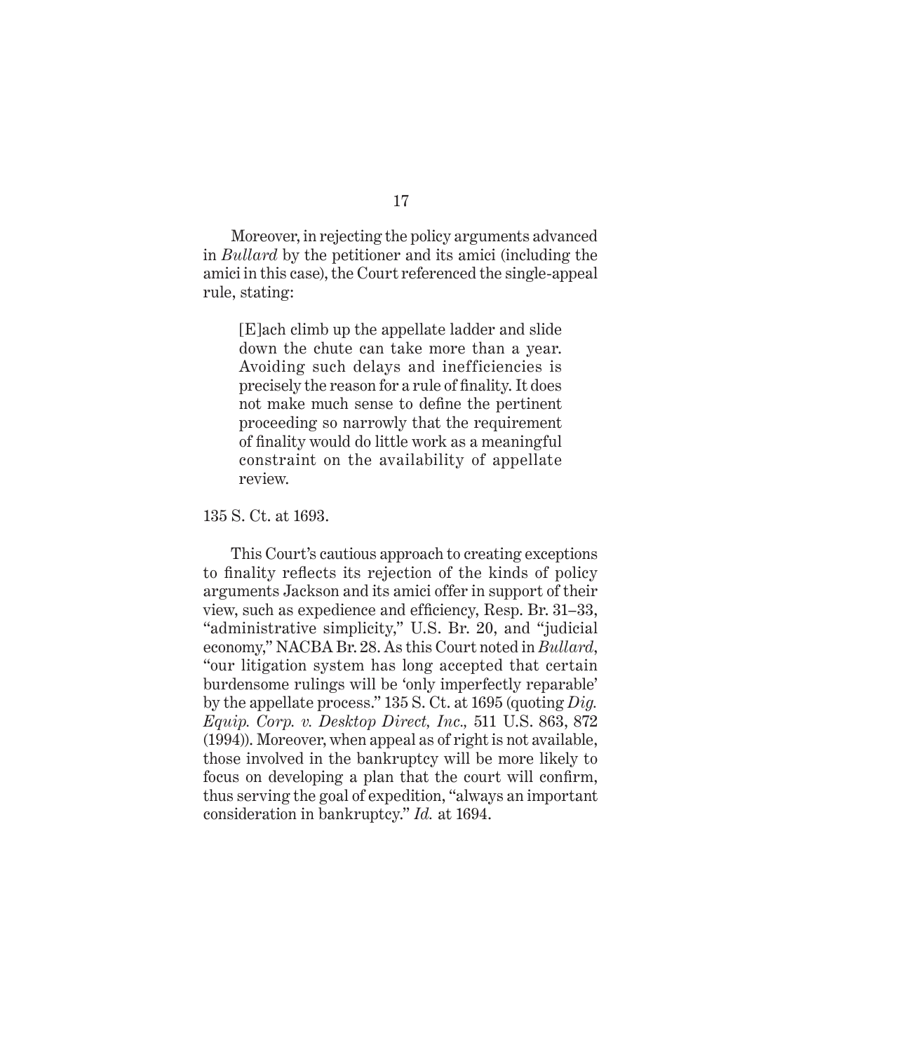Moreover, in rejecting the policy arguments advanced in *Bullard* by the petitioner and its amici (including the amici in this case), the Court referenced the single-appeal rule, stating:

> [E]ach climb up the appellate ladder and slide down the chute can take more than a year. Avoiding such delays and inefficiencies is precisely the reason for a rule of finality. It does not make much sense to define the pertinent proceeding so narrowly that the requirement of finality would do little work as a meaningful constraint on the availability of appellate review.

135 S. Ct. at 1693.

This Court's cautious approach to creating exceptions to finality reflects its rejection of the kinds of policy arguments Jackson and its amici offer in support of their view, such as expedience and efficiency, Resp. Br. 31–33, "administrative simplicity," U.S. Br. 20, and "judicial economy," NACBA Br. 28. As this Court noted in *Bullard*, "our litigation system has long accepted that certain burdensome rulings will be 'only imperfectly reparable' by the appellate process." 135 S. Ct. at 1695 (quoting *Dig. Equip. Corp. v. Desktop Direct, Inc.*, 511 U.S. 863, 872 (1994)). Moreover, when appeal as of right is not available, those involved in the bankruptcy will be more likely to focus on developing a plan that the court will confirm, thus serving the goal of expedition, "always an important consideration in bankruptcy." *Id.* at 1694.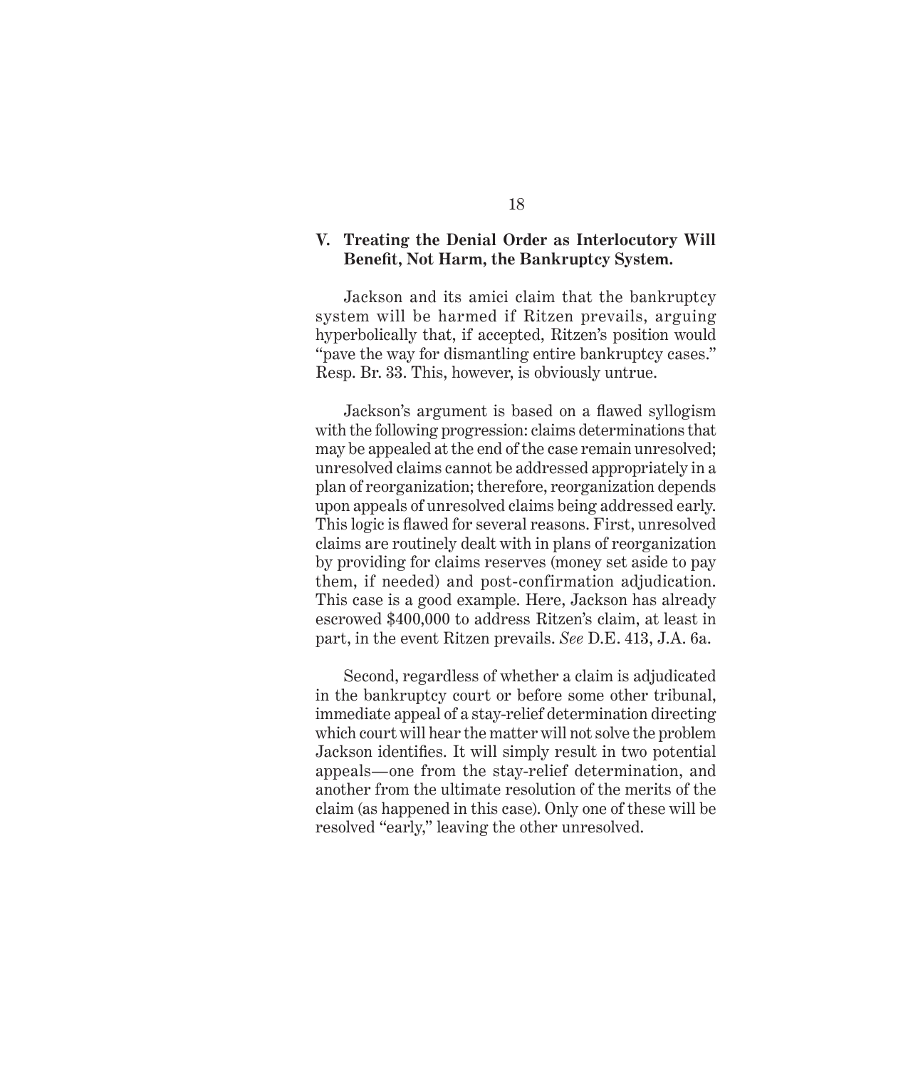## V. Treating the Denial Order as Interlocutory Will Benefit, Not Harm, the Bankruptcy System.

Jackson and its amici claim that the bankruptcy system will be harmed if Ritzen prevails, arguing hyperbolically that, if accepted, Ritzen's position would "pave the way for dismantling entire bankruptcy cases." Resp. Br. 33. This, however, is obviously untrue.

Jackson's argument is based on a flawed syllogism with the following progression: claims determinations that may be appealed at the end of the case remain unresolved; unresolved claims cannot be addressed appropriately in a plan of reorganization; therefore, reorganization depends upon appeals of unresolved claims being addressed early. This logic is flawed for several reasons. First, unresolved claims are routinely dealt with in plans of reorganization by providing for claims reserves (money set aside to pay them, if needed) and post-confirmation adjudication. This case is a good example. Here, Jackson has already escrowed $400,000 to address Ritzen's claim, at least in part, in the event Ritzen prevails. *See* D.E. 413, J.A. 6a.

Second, regardless of whether a claim is adjudicated in the bankruptcy court or before some other tribunal, immediate appeal of a stay-relief determination directing which court will hear the matter will not solve the problem Jackson identifies. It will simply result in two potential appeals—one from the stay-relief determination, and another from the ultimate resolution of the merits of the claim (as happened in this case). Only one of these will be resolved "early," leaving the other unresolved.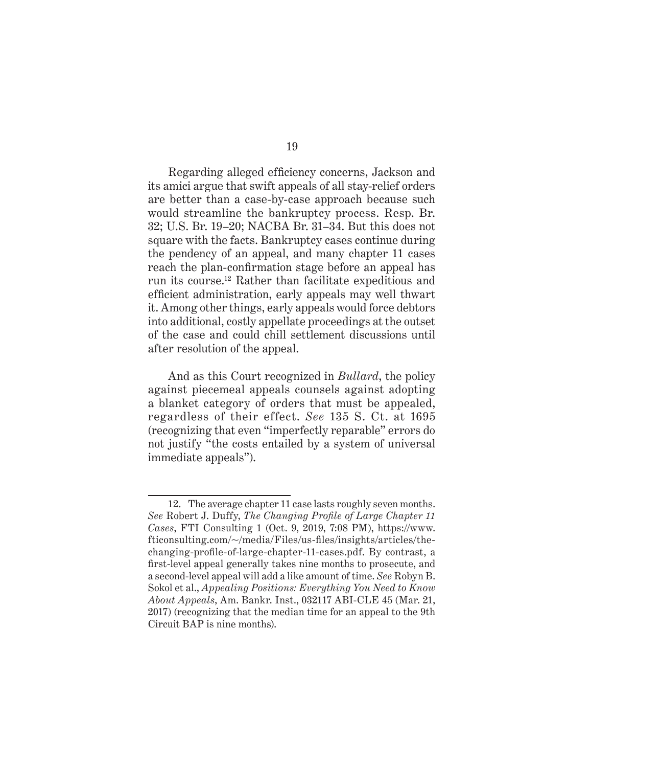Regarding alleged efficiency concerns, Jackson and its amici argue that swift appeals of all stay-relief orders are better than a case-by-case approach because such would streamline the bankruptcy process. Resp. Br. 32; U.S. Br. 19–20; NACBA Br. 31–34. But this does not square with the facts. Bankruptcy cases continue during the pendency of an appeal, and many chapter 11 cases reach the plan-confirmation stage before an appeal has run its course.[12] Rather than facilitate expeditious and efficient administration, early appeals may well thwart it. Among other things, early appeals would force debtors into additional, costly appellate proceedings at the outset of the case and could chill settlement discussions until after resolution of the appeal.

And as this Court recognized in *Bullard*, the policy against piecemeal appeals counsels against adopting a blanket category of orders that must be appealed, regardless of their effect. *See* 135 S. Ct. at 1695 (recognizing that even "imperfectly reparable" errors do not justify "the costs entailed by a system of universal immediate appeals").

---

12. The average chapter 11 case lasts roughly seven months. *See* Robert J. Duffy, *The Changing Profile of Large Chapter 11 Cases*, FTI Consulting 1 (Oct. 9, 2019, 7:08 PM), https://www.fticonsulting.com/~/media/Files/us-files/insights/articles/the-changing-profile-of-large-chapter-11-cases.pdf. By contrast, a first-level appeal generally takes nine months to prosecute, and a second-level appeal will add a like amount of time. *See* Robyn B. Sokol et al., *Appealing Positions: Everything You Need to Know About Appeals*, Am. Bankr. Inst., 032117 ABI-CLE 45 (Mar. 21, 2017) (recognizing that the median time for an appeal to the 9th Circuit BAP is nine months).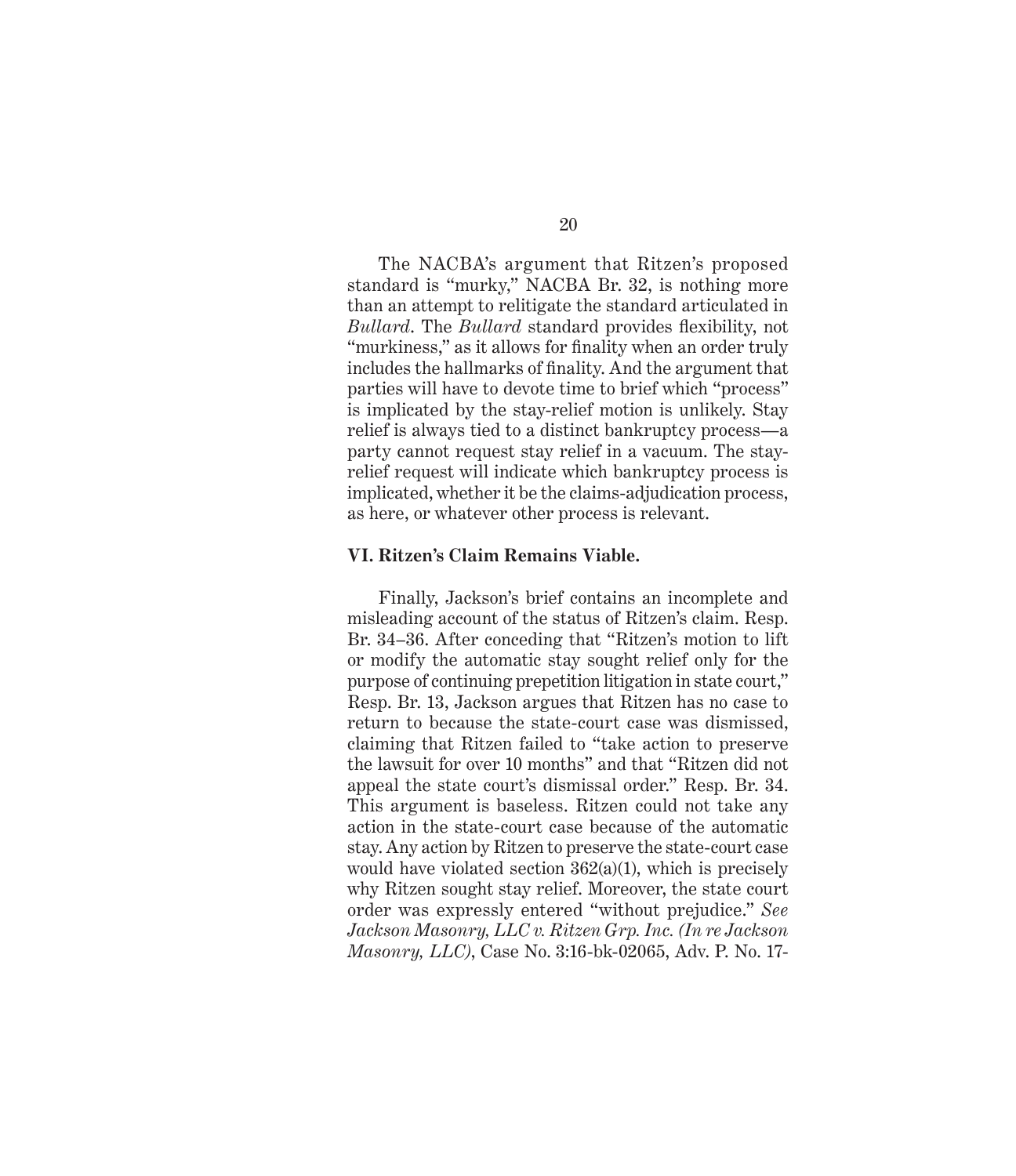The NACBA's argument that Ritzen's proposed standard is "murky," NACBA Br. 32, is nothing more than an attempt to relitigate the standard articulated in *Bullard*. The *Bullard* standard provides flexibility, not "murkiness," as it allows for finality when an order truly includes the hallmarks of finality. And the argument that parties will have to devote time to brief which "process" is implicated by the stay-relief motion is unlikely. Stay relief is always tied to a distinct bankruptcy process—a party cannot request stay relief in a vacuum. The stay-relief request will indicate which bankruptcy process is implicated, whether it be the claims-adjudication process, as here, or whatever other process is relevant.

### VI. Ritzen's Claim Remains Viable.

Finally, Jackson's brief contains an incomplete and misleading account of the status of Ritzen's claim. Resp. Br. 34–36. After conceding that "Ritzen's motion to lift or modify the automatic stay sought relief only for the purpose of continuing prepetition litigation in state court," Resp. Br. 13, Jackson argues that Ritzen has no case to return to because the state-court case was dismissed, claiming that Ritzen failed to "take action to preserve the lawsuit for over 10 months" and that "Ritzen did not appeal the state court's dismissal order." Resp. Br. 34. This argument is baseless. Ritzen could not take any action in the state-court case because of the automatic stay. Any action by Ritzen to preserve the state-court case would have violated section 362(a)(1), which is precisely why Ritzen sought stay relief. Moreover, the state court order was expressly entered "without prejudice." *See Jackson Masonry, LLC v. Ritzen Grp. Inc. (In re Jackson Masonry, LLC)*, Case No. 3:16-bk-02065, Adv. P. No. 17-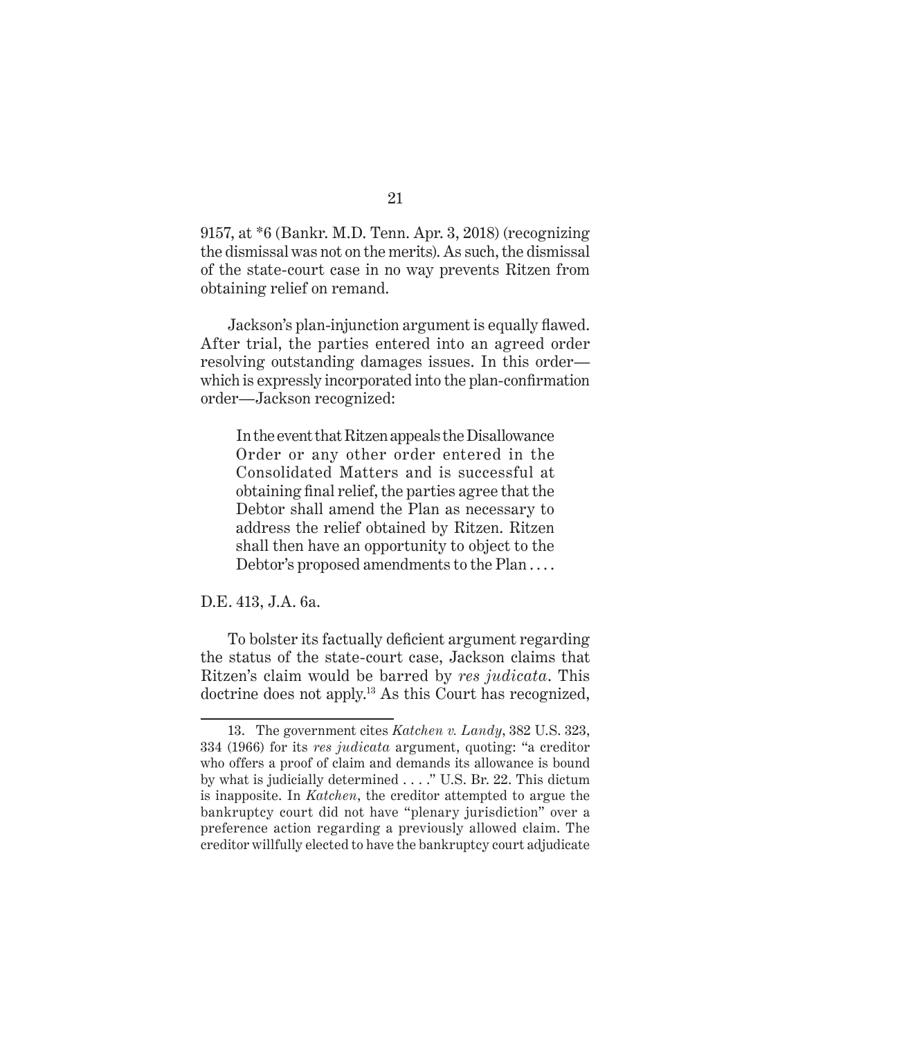9157, at *6 (Bankr. M.D. Tenn. Apr. 3, 2018) (recognizing the dismissal was not on the merits). As such, the dismissal of the state-court case in no way prevents Ritzen from obtaining relief on remand.

Jackson's plan-injunction argument is equally flawed. After trial, the parties entered into an agreed order resolving outstanding damages issues. In this order—which is expressly incorporated into the plan-confirmation order—Jackson recognized:

> In the event that Ritzen appeals the Disallowance Order or any other order entered in the Consolidated Matters and is successful at obtaining final relief, the parties agree that the Debtor shall amend the Plan as necessary to address the relief obtained by Ritzen. Ritzen shall then have an opportunity to object to the Debtor's proposed amendments to the Plan . . . .

D.E. 413, J.A. 6a.

To bolster its factually deficient argument regarding the status of the state-court case, Jackson claims that Ritzen's claim would be barred by *res judicata*. This doctrine does not apply.[13] As this Court has recognized,

---

13. The government cites *Katchen v. Landy*, 382 U.S. 323, 334 (1966) for its *res judicata* argument, quoting: "a creditor who offers a proof of claim and demands its allowance is bound by what is judicially determined . . . ." U.S. Br. 22. This dictum is inapposite. In *Katchen*, the creditor attempted to argue the bankruptcy court did not have "plenary jurisdiction" over a preference action regarding a previously allowed claim. The creditor willfully elected to have the bankruptcy court adjudicate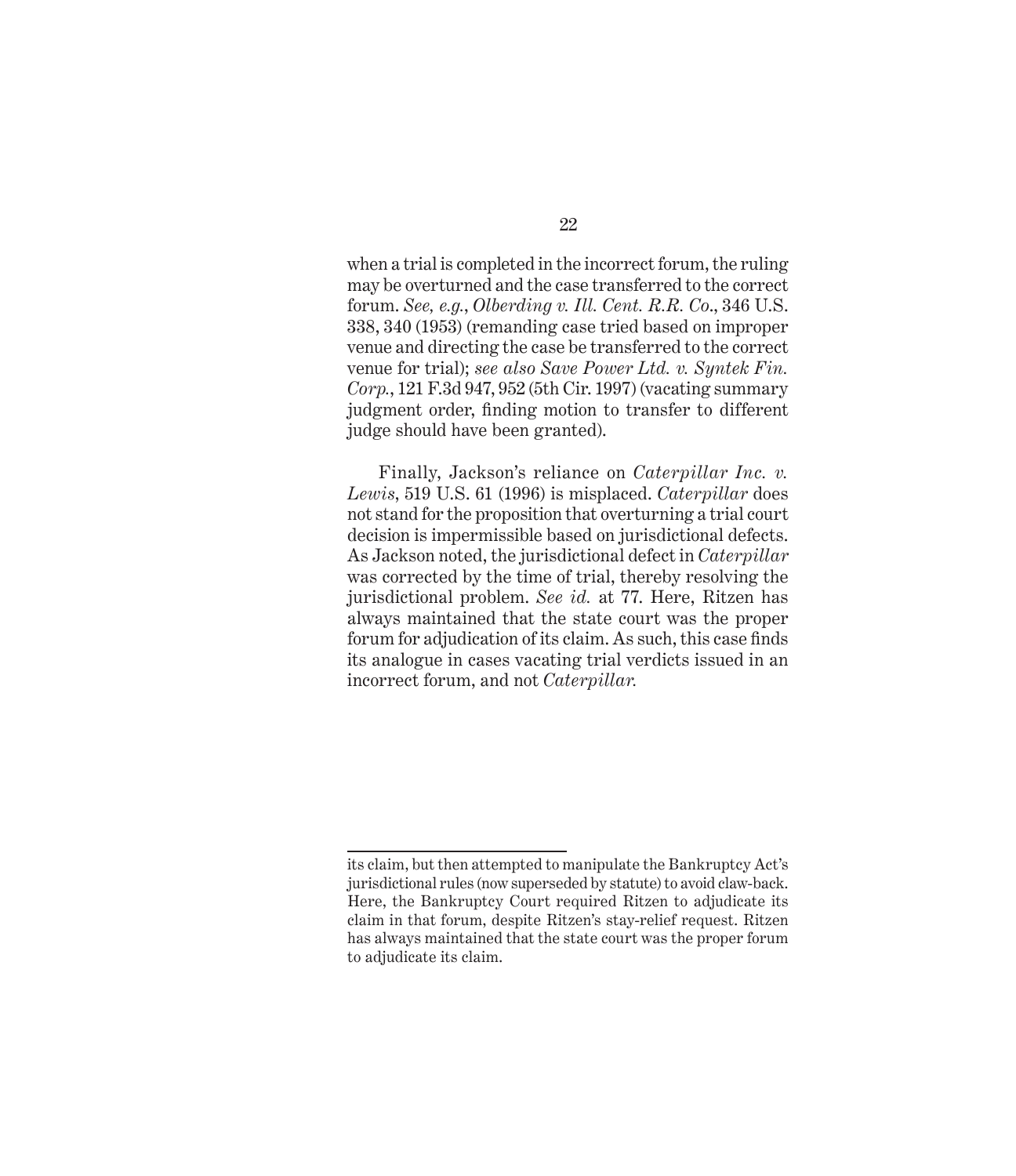when a trial is completed in the incorrect forum, the ruling may be overturned and the case transferred to the correct forum. *See, e.g.*, *Olberding v. Ill. Cent. R.R. Co*., 346 U.S. 338, 340 (1953) (remanding case tried based on improper venue and directing the case be transferred to the correct venue for trial); *see also Save Power Ltd. v. Syntek Fin. Corp.*, 121 F.3d 947, 952 (5th Cir. 1997) (vacating summary judgment order, finding motion to transfer to different judge should have been granted).

Finally, Jackson's reliance on *Caterpillar Inc. v. Lewis*, 519 U.S. 61 (1996) is misplaced. *Caterpillar* does not stand for the proposition that overturning a trial court decision is impermissible based on jurisdictional defects. As Jackson noted, the jurisdictional defect in *Caterpillar* was corrected by the time of trial, thereby resolving the jurisdictional problem. *See id.* at 77. Here, Ritzen has always maintained that the state court was the proper forum for adjudication of its claim. As such, this case finds its analogue in cases vacating trial verdicts issued in an incorrect forum, and not *Caterpillar.*

---

its claim, but then attempted to manipulate the Bankruptcy Act's jurisdictional rules (now superseded by statute) to avoid claw-back. Here, the Bankruptcy Court required Ritzen to adjudicate its claim in that forum, despite Ritzen's stay-relief request. Ritzen has always maintained that the state court was the proper forum to adjudicate its claim.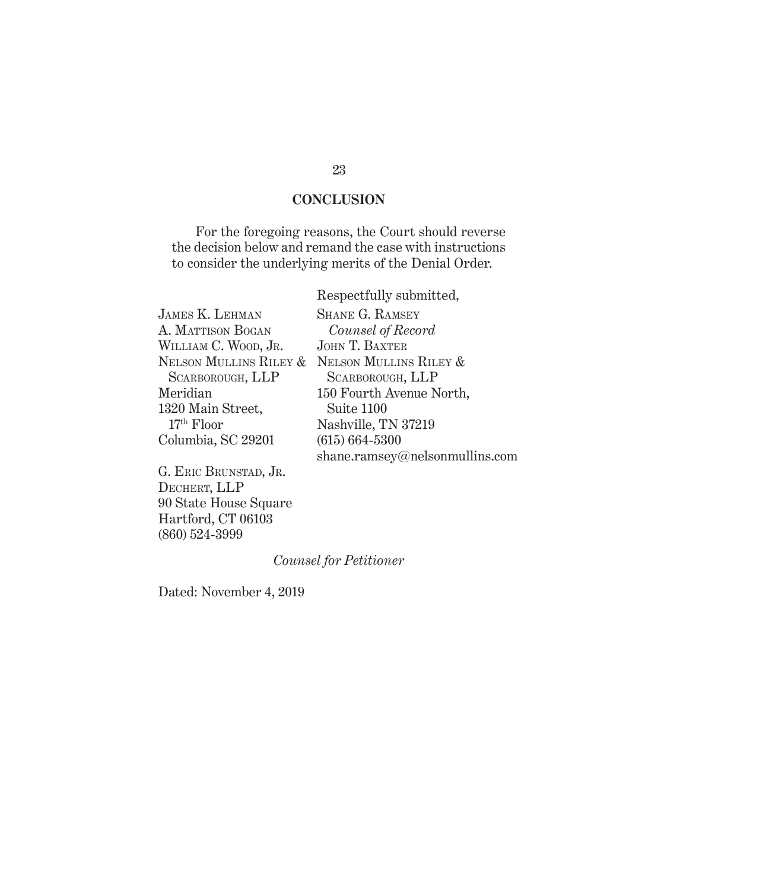## CONCLUSION

For the foregoing reasons, the Court should reverse the decision below and remand the case with instructions to consider the underlying merits of the Denial Order.

Respectfully submitted,

SHANE G. RAMSEY
*Counsel of Record*
JOHN T. BAXTER
NELSON MULLINS RILEY & SCARBOROUGH, LLP
150 Fourth Avenue North, Suite 1100
Nashville, TN 37219
(615) 664-5300
shane.ramsey@nelsonmullins.com

JAMES K. LEHMAN
A. MATTISON BOGAN
WILLIAM C. WOOD, JR.
NELSON MULLINS RILEY & SCARBOROUGH, LLP
Meridian
1320 Main Street, 17th Floor
Columbia, SC 29201

G. ERIC BRUNSTAD, JR.
DECHERT, LLP
90 State House Square
Hartford, CT 06103
(860) 524-3999

*Counsel for Petitioner*

Dated: November 4, 2019